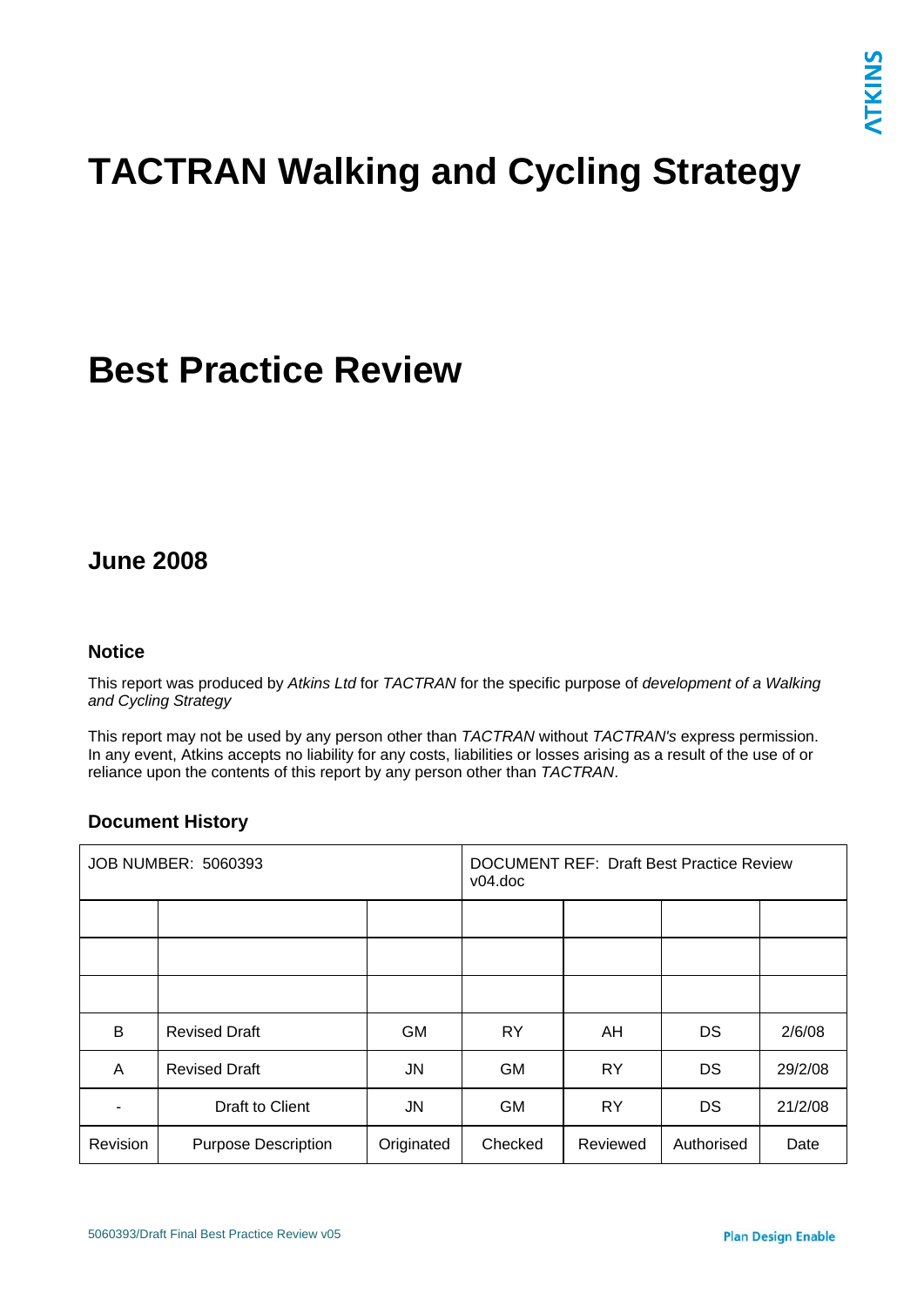# TACTRAN Walking and Cycling Strategy

# Best Practice Review

## June 2008

### Notice

This report was produced by *Atkins Ltd* for *TACTRAN* for the specific purpose of *development of a Walking and Cycling Strategy*

This report may not be used by any person other than *TACTRAN* without *TACTRAN's* express permission. In any event, Atkins accepts no liability for any costs, liabilities or losses arising as a result of the use of or reliance upon the contents of this report by any person other than *TACTRAN*.

### Document History

| JOB NUMBER: 5060393 | | | DOCUMENT REF: Draft Best Practice Review v04.doc | | | |
|---|---|---|---|---|---|---|
| | | | | | | |
| | | | | | | |
| | | | | | | |
| B | Revised Draft | GM | RY | AH | DS | 2/6/08 |
| A | Revised Draft | JN | GM | RY | DS | 29/2/08 |
| - | Draft to Client | JN | GM | RY | DS | 21/2/08 |
| Revision | Purpose Description | Originated | Checked | Reviewed | Authorised | Date |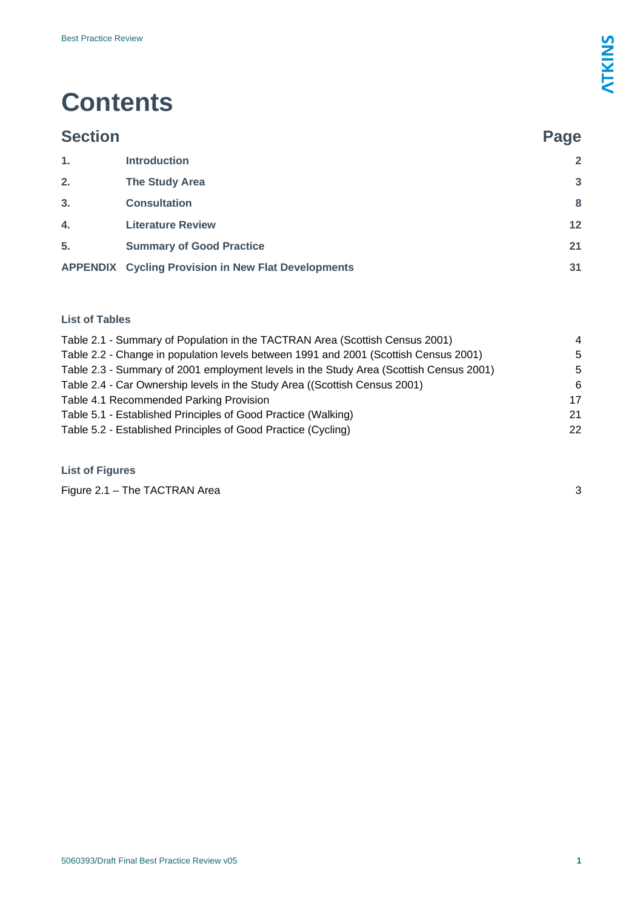# Contents

| Section | | Page |
|---|---|---|
| **1.** | **Introduction** | **2** |
| **2.** | **The Study Area** | **3** |
| **3.** | **Consultation** | **8** |
| **4.** | **Literature Review** | **12** |
| **5.** | **Summary of Good Practice** | **21** |
| **APPENDIX** | **Cycling Provision in New Flat Developments** | **31** |

### List of Tables

| | |
|---|---|
| Table 2.1 - Summary of Population in the TACTRAN Area (Scottish Census 2001) | 4 |
| Table 2.2 - Change in population levels between 1991 and 2001 (Scottish Census 2001) | 5 |
| Table 2.3 - Summary of 2001 employment levels in the Study Area (Scottish Census 2001) | 5 |
| Table 2.4 - Car Ownership levels in the Study Area ((Scottish Census 2001) | 6 |
| Table 4.1 Recommended Parking Provision | 17 |
| Table 5.1 - Established Principles of Good Practice (Walking) | 21 |
| Table 5.2 - Established Principles of Good Practice (Cycling) | 22 |

### List of Figures

| | |
|---|---|
| Figure 2.1 – The TACTRAN Area | 3 |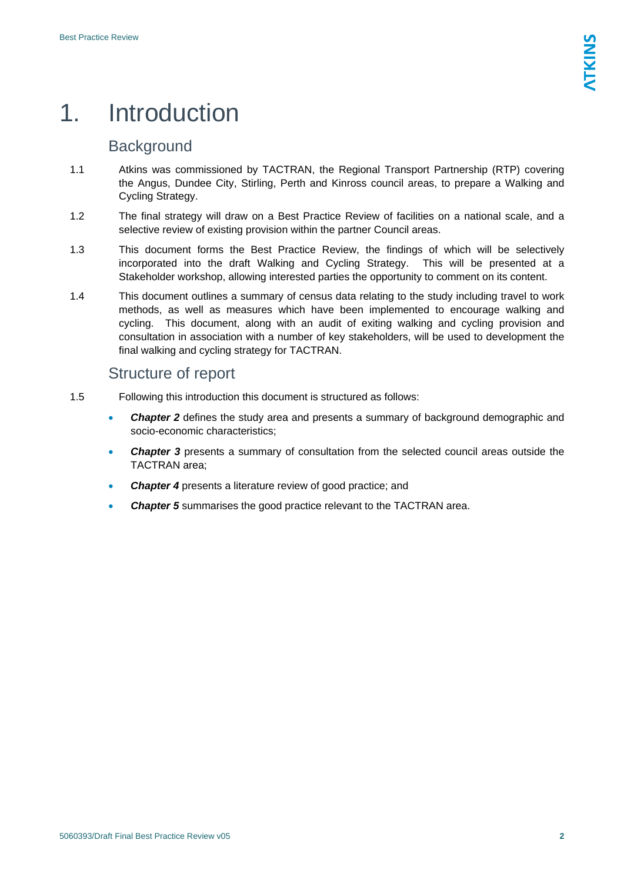# 1. Introduction

## Background

1.1 Atkins was commissioned by TACTRAN, the Regional Transport Partnership (RTP) covering the Angus, Dundee City, Stirling, Perth and Kinross council areas, to prepare a Walking and Cycling Strategy.

1.2 The final strategy will draw on a Best Practice Review of facilities on a national scale, and a selective review of existing provision within the partner Council areas.

1.3 This document forms the Best Practice Review, the findings of which will be selectively incorporated into the draft Walking and Cycling Strategy. This will be presented at a Stakeholder workshop, allowing interested parties the opportunity to comment on its content.

1.4 This document outlines a summary of census data relating to the study including travel to work methods, as well as measures which have been implemented to encourage walking and cycling. This document, along with an audit of exiting walking and cycling provision and consultation in association with a number of key stakeholders, will be used to development the final walking and cycling strategy for TACTRAN.

## Structure of report

1.5 Following this introduction this document is structured as follows:

- ***Chapter 2*** defines the study area and presents a summary of background demographic and socio-economic characteristics;
- ***Chapter 3*** presents a summary of consultation from the selected council areas outside the TACTRAN area;
- ***Chapter 4*** presents a literature review of good practice; and
- ***Chapter 5*** summarises the good practice relevant to the TACTRAN area.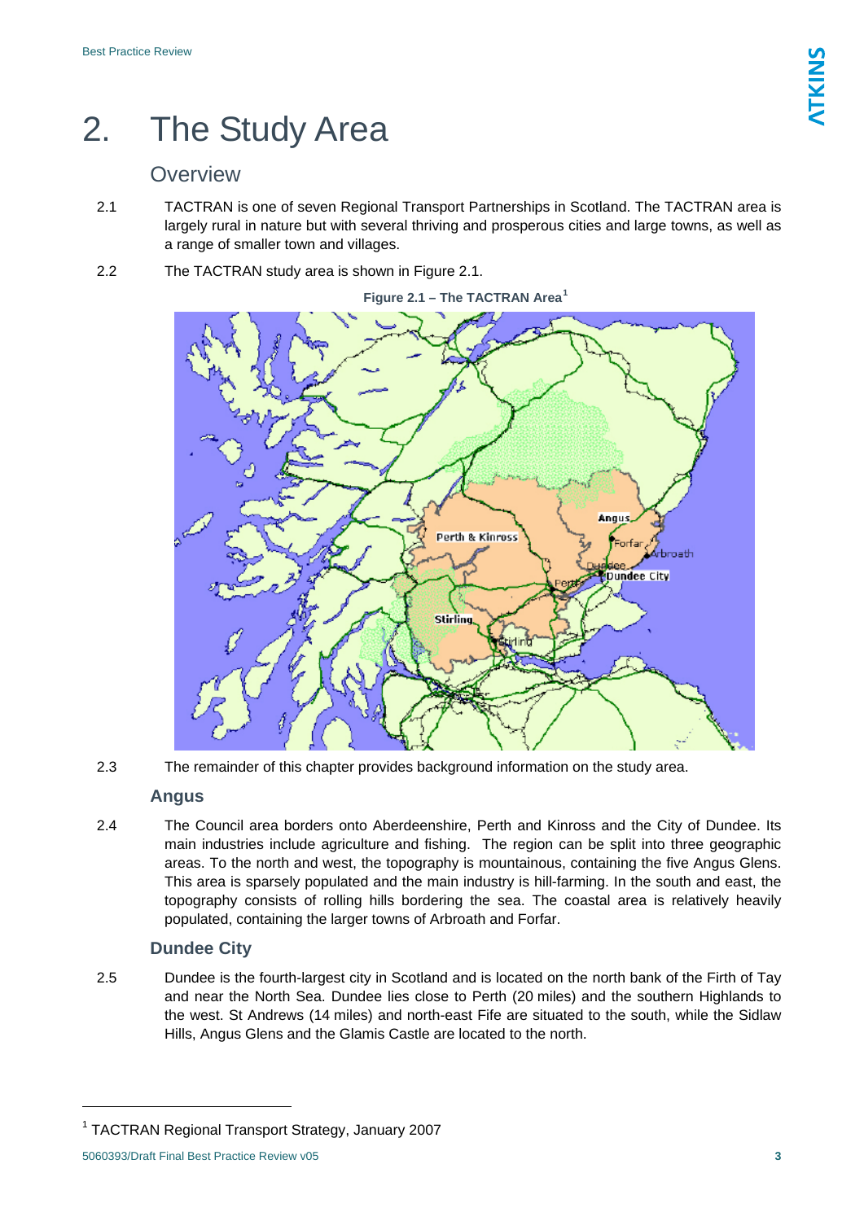# 2. The Study Area

## Overview

2.1 TACTRAN is one of seven Regional Transport Partnerships in Scotland. The TACTRAN area is largely rural in nature but with several thriving and prosperous cities and large towns, as well as a range of smaller town and villages.

2.2 The TACTRAN study area is shown in Figure 2.1.

**Figure 2.1 – The TACTRAN Area[1]**

2.3 The remainder of this chapter provides background information on the study area.

### Angus

2.4 The Council area borders onto Aberdeenshire, Perth and Kinross and the City of Dundee. Its main industries include agriculture and fishing. The region can be split into three geographic areas. To the north and west, the topography is mountainous, containing the five Angus Glens. This area is sparsely populated and the main industry is hill-farming. In the south and east, the topography consists of rolling hills bordering the sea. The coastal area is relatively heavily populated, containing the larger towns of Arbroath and Forfar.

### Dundee City

2.5 Dundee is the fourth-largest city in Scotland and is located on the north bank of the Firth of Tay and near the North Sea. Dundee lies close to Perth (20 miles) and the southern Highlands to the west. St Andrews (14 miles) and north-east Fife are situated to the south, while the Sidlaw Hills, Angus Glens and the Glamis Castle are located to the north.

---

[1] TACTRAN Regional Transport Strategy, January 2007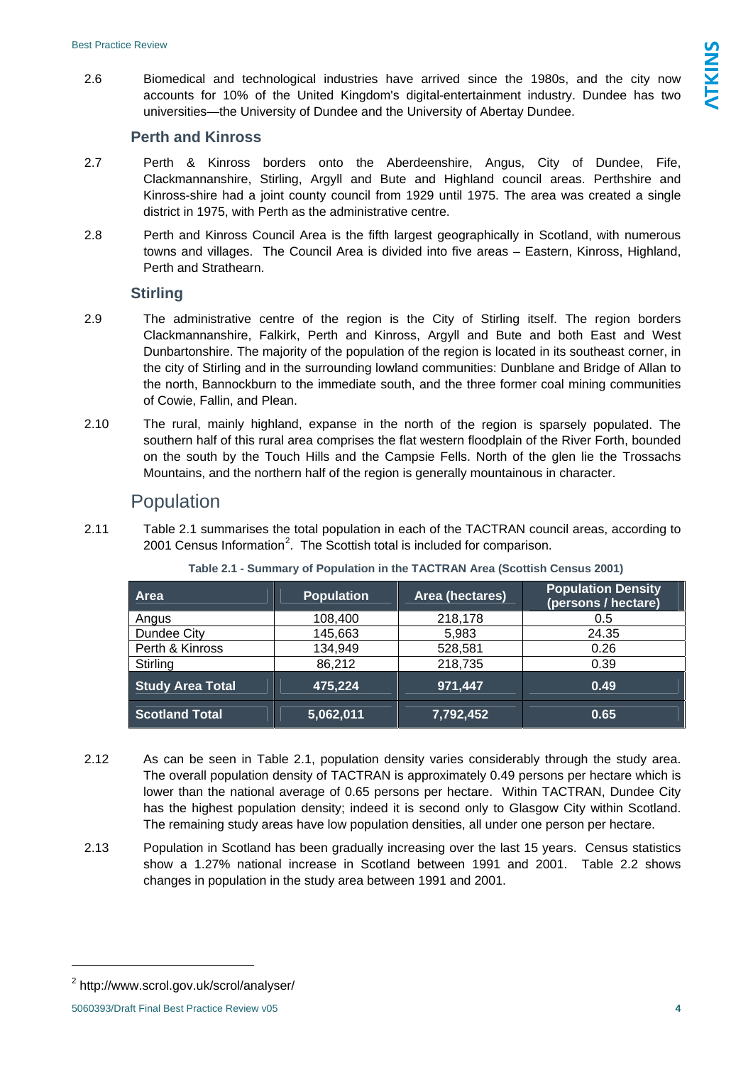2.6 Biomedical and technological industries have arrived since the 1980s, and the city now accounts for 10% of the United Kingdom's digital-entertainment industry. Dundee has two universities—the University of Dundee and the University of Abertay Dundee.

### Perth and Kinross

2.7 Perth & Kinross borders onto the Aberdeenshire, Angus, City of Dundee, Fife, Clackmannanshire, Stirling, Argyll and Bute and Highland council areas. Perthshire and Kinross-shire had a joint county council from 1929 until 1975. The area was created a single district in 1975, with Perth as the administrative centre.

2.8 Perth and Kinross Council Area is the fifth largest geographically in Scotland, with numerous towns and villages. The Council Area is divided into five areas – Eastern, Kinross, Highland, Perth and Strathearn.

### Stirling

2.9 The administrative centre of the region is the City of Stirling itself. The region borders Clackmannanshire, Falkirk, Perth and Kinross, Argyll and Bute and both East and West Dunbartonshire. The majority of the population of the region is located in its southeast corner, in the city of Stirling and in the surrounding lowland communities: Dunblane and Bridge of Allan to the north, Bannockburn to the immediate south, and the three former coal mining communities of Cowie, Fallin, and Plean.

2.10 The rural, mainly highland, expanse in the north of the region is sparsely populated. The southern half of this rural area comprises the flat western floodplain of the River Forth, bounded on the south by the Touch Hills and the Campsie Fells. North of the glen lie the Trossachs Mountains, and the northern half of the region is generally mountainous in character.

## Population

2.11 Table 2.1 summarises the total population in each of the TACTRAN council areas, according to 2001 Census Information[2]. The Scottish total is included for comparison.

**Table 2.1 - Summary of Population in the TACTRAN Area (Scottish Census 2001)**

| Area | Population | Area (hectares) | Population Density (persons / hectare) |
|---|---|---|---|
| Angus | 108,400 | 218,178 | 0.5 |
| Dundee City | 145,663 | 5,983 | 24.35 |
| Perth & Kinross | 134,949 | 528,581 | 0.26 |
| Stirling | 86,212 | 218,735 | 0.39 |
| **Study Area Total** | **475,224** | **971,447** | **0.49** |
| **Scotland Total** | **5,062,011** | **7,792,452** | **0.65** |

2.12 As can be seen in Table 2.1, population density varies considerably through the study area. The overall population density of TACTRAN is approximately 0.49 persons per hectare which is lower than the national average of 0.65 persons per hectare. Within TACTRAN, Dundee City has the highest population density; indeed it is second only to Glasgow City within Scotland. The remaining study areas have low population densities, all under one person per hectare.

2.13 Population in Scotland has been gradually increasing over the last 15 years. Census statistics show a 1.27% national increase in Scotland between 1991 and 2001. Table 2.2 shows changes in population in the study area between 1991 and 2001.

[2] http://www.scrol.gov.uk/scrol/analyser/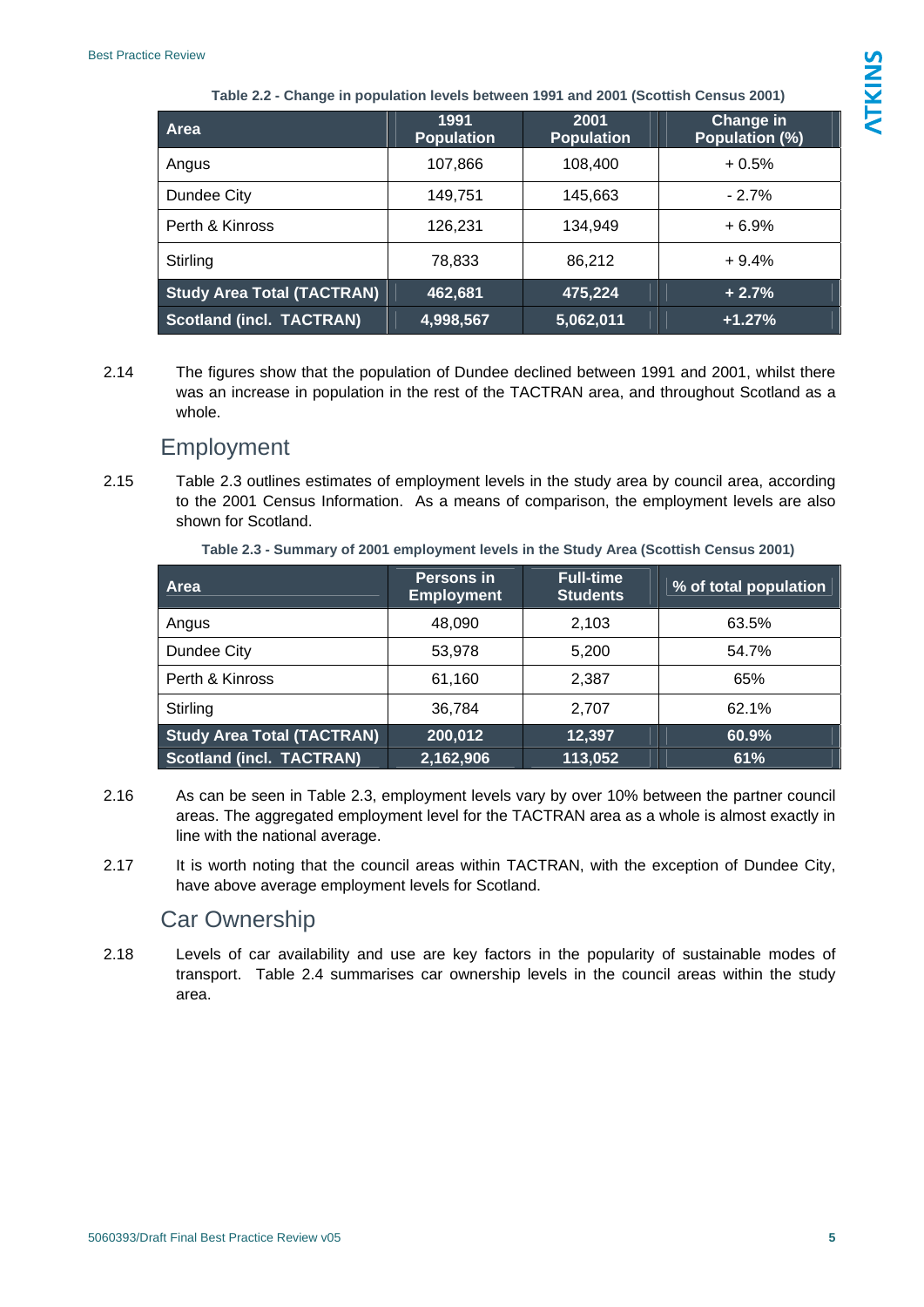**Table 2.2 - Change in population levels between 1991 and 2001 (Scottish Census 2001)**

| Area | 1991 Population | 2001 Population | Change in Population (%) |
|---|---|---|---|
| Angus | 107,866 | 108,400 | + 0.5% |
| Dundee City | 149,751 | 145,663 | - 2.7% |
| Perth & Kinross | 126,231 | 134,949 | + 6.9% |
| Stirling | 78,833 | 86,212 | + 9.4% |
| **Study Area Total (TACTRAN)** | **462,681** | **475,224** | **+ 2.7%** |
| **Scotland (incl. TACTRAN)** | **4,998,567** | **5,062,011** | **+1.27%** |

2.14 The figures show that the population of Dundee declined between 1991 and 2001, whilst there was an increase in population in the rest of the TACTRAN area, and throughout Scotland as a whole.

## Employment

2.15 Table 2.3 outlines estimates of employment levels in the study area by council area, according to the 2001 Census Information. As a means of comparison, the employment levels are also shown for Scotland.

**Table 2.3 - Summary of 2001 employment levels in the Study Area (Scottish Census 2001)**

| Area | Persons in Employment | Full-time Students | % of total population |
|---|---|---|---|
| Angus | 48,090 | 2,103 | 63.5% |
| Dundee City | 53,978 | 5,200 | 54.7% |
| Perth & Kinross | 61,160 | 2,387 | 65% |
| Stirling | 36,784 | 2,707 | 62.1% |
| **Study Area Total (TACTRAN)** | **200,012** | **12,397** | **60.9%** |
| **Scotland (incl. TACTRAN)** | **2,162,906** | **113,052** | **61%** |

2.16 As can be seen in Table 2.3, employment levels vary by over 10% between the partner council areas. The aggregated employment level for the TACTRAN area as a whole is almost exactly in line with the national average.

2.17 It is worth noting that the council areas within TACTRAN, with the exception of Dundee City, have above average employment levels for Scotland.

## Car Ownership

2.18 Levels of car availability and use are key factors in the popularity of sustainable modes of transport. Table 2.4 summarises car ownership levels in the council areas within the study area.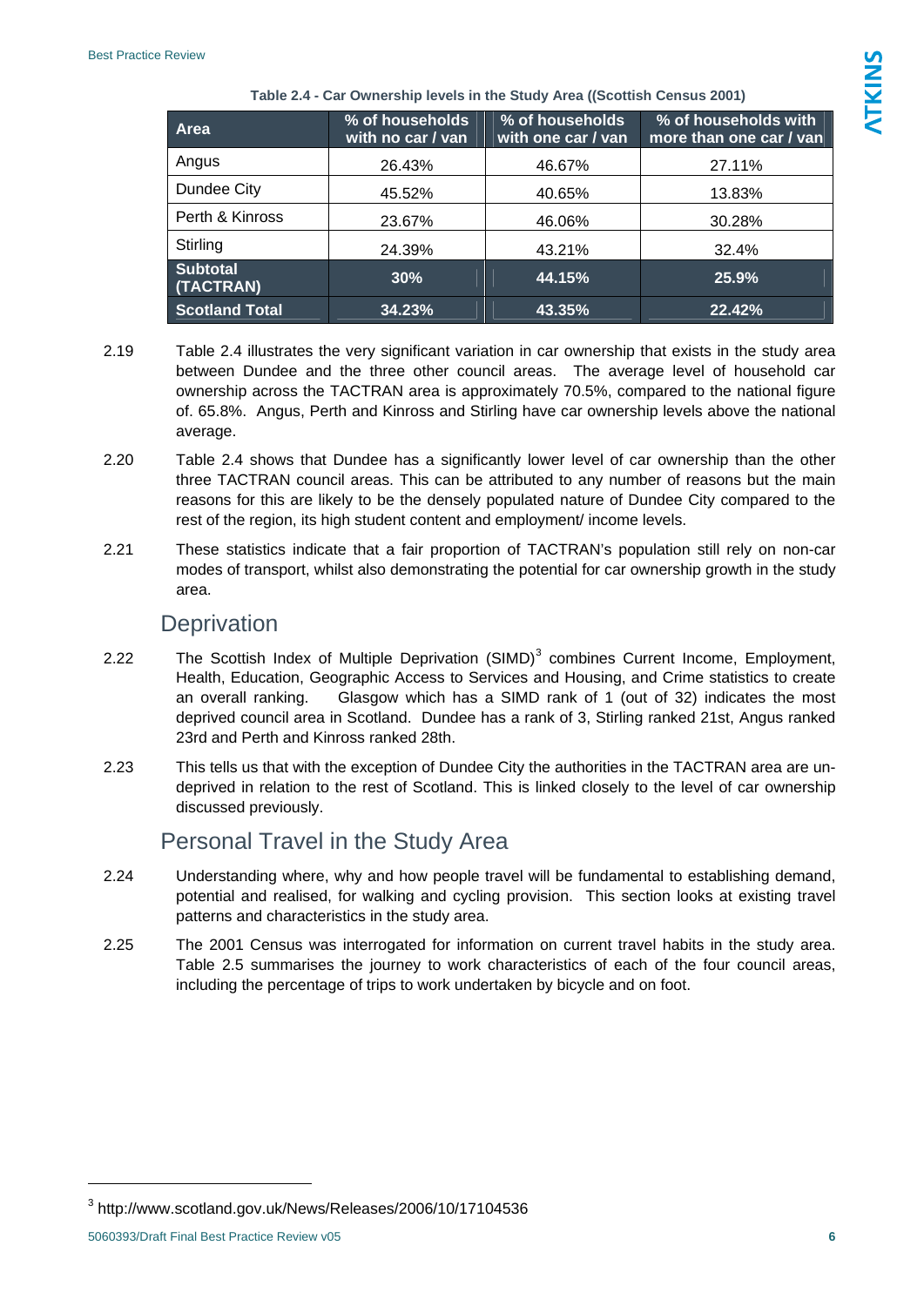**Table 2.4 - Car Ownership levels in the Study Area ((Scottish Census 2001)**

| Area | % of households with no car / van | % of households with one car / van | % of households with more than one car / van |
|---|---|---|---|
| Angus | 26.43% | 46.67% | 27.11% |
| Dundee City | 45.52% | 40.65% | 13.83% |
| Perth & Kinross | 23.67% | 46.06% | 30.28% |
| Stirling | 24.39% | 43.21% | 32.4% |
| **Subtotal (TACTRAN)** | **30%** | **44.15%** | **25.9%** |
| **Scotland Total** | **34.23%** | **43.35%** | **22.42%** |

2.19 Table 2.4 illustrates the very significant variation in car ownership that exists in the study area between Dundee and the three other council areas. The average level of household car ownership across the TACTRAN area is approximately 70.5%, compared to the national figure of. 65.8%. Angus, Perth and Kinross and Stirling have car ownership levels above the national average.

2.20 Table 2.4 shows that Dundee has a significantly lower level of car ownership than the other three TACTRAN council areas. This can be attributed to any number of reasons but the main reasons for this are likely to be the densely populated nature of Dundee City compared to the rest of the region, its high student content and employment/ income levels.

2.21 These statistics indicate that a fair proportion of TACTRAN's population still rely on non-car modes of transport, whilst also demonstrating the potential for car ownership growth in the study area.

## Deprivation

2.22 The Scottish Index of Multiple Deprivation (SIMD)[3] combines Current Income, Employment, Health, Education, Geographic Access to Services and Housing, and Crime statistics to create an overall ranking. Glasgow which has a SIMD rank of 1 (out of 32) indicates the most deprived council area in Scotland. Dundee has a rank of 3, Stirling ranked 21st, Angus ranked 23rd and Perth and Kinross ranked 28th.

2.23 This tells us that with the exception of Dundee City the authorities in the TACTRAN area are un-deprived in relation to the rest of Scotland. This is linked closely to the level of car ownership discussed previously.

## Personal Travel in the Study Area

2.24 Understanding where, why and how people travel will be fundamental to establishing demand, potential and realised, for walking and cycling provision. This section looks at existing travel patterns and characteristics in the study area.

2.25 The 2001 Census was interrogated for information on current travel habits in the study area. Table 2.5 summarises the journey to work characteristics of each of the four council areas, including the percentage of trips to work undertaken by bicycle and on foot.

---

[3] http://www.scotland.gov.uk/News/Releases/2006/10/17104536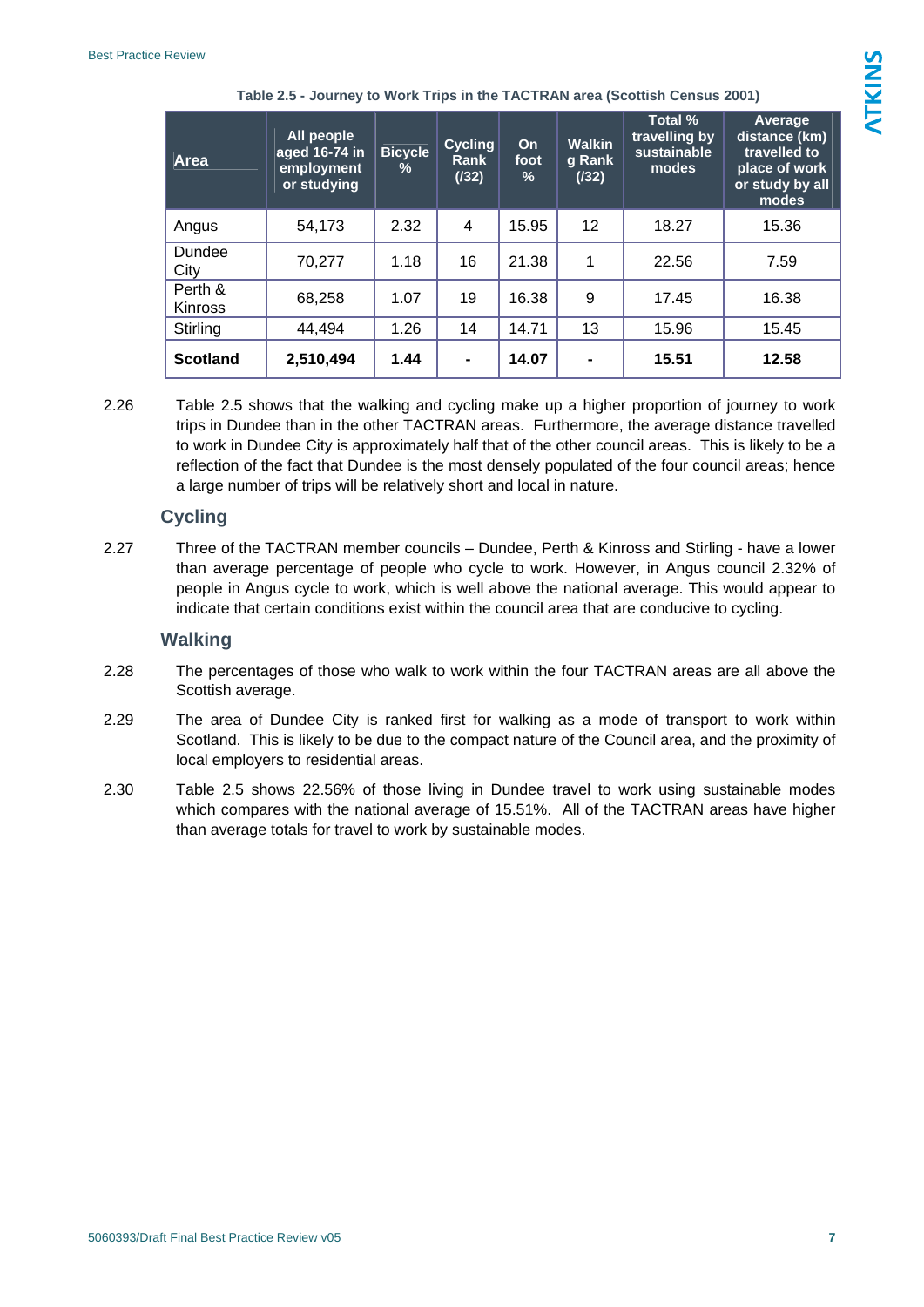Table 2.5 - Journey to Work Trips in the TACTRAN area (Scottish Census 2001)

| Area | All people aged 16-74 in employment or studying | Bicycle % | Cycling Rank (/32) | On foot % | Walking Rank (/32) | Total % travelling by sustainable modes | Average distance (km) travelled to place of work or study by all modes |
|---|---|---|---|---|---|---|---|
| Angus | 54,173 | 2.32 | 4 | 15.95 | 12 | 18.27 | 15.36 |
| Dundee City | 70,277 | 1.18 | 16 | 21.38 | 1 | 22.56 | 7.59 |
| Perth & Kinross | 68,258 | 1.07 | 19 | 16.38 | 9 | 17.45 | 16.38 |
| Stirling | 44,494 | 1.26 | 14 | 14.71 | 13 | 15.96 | 15.45 |
| **Scotland** | **2,510,494** | **1.44** | **-** | **14.07** | **-** | **15.51** | **12.58** |

2.26 Table 2.5 shows that the walking and cycling make up a higher proportion of journey to work trips in Dundee than in the other TACTRAN areas. Furthermore, the average distance travelled to work in Dundee City is approximately half that of the other council areas. This is likely to be a reflection of the fact that Dundee is the most densely populated of the four council areas; hence a large number of trips will be relatively short and local in nature.

## Cycling

2.27 Three of the TACTRAN member councils – Dundee, Perth & Kinross and Stirling - have a lower than average percentage of people who cycle to work. However, in Angus council 2.32% of people in Angus cycle to work, which is well above the national average. This would appear to indicate that certain conditions exist within the council area that are conducive to cycling.

## Walking

2.28 The percentages of those who walk to work within the four TACTRAN areas are all above the Scottish average.

2.29 The area of Dundee City is ranked first for walking as a mode of transport to work within Scotland. This is likely to be due to the compact nature of the Council area, and the proximity of local employers to residential areas.

2.30 Table 2.5 shows 22.56% of those living in Dundee travel to work using sustainable modes which compares with the national average of 15.51%. All of the TACTRAN areas have higher than average totals for travel to work by sustainable modes.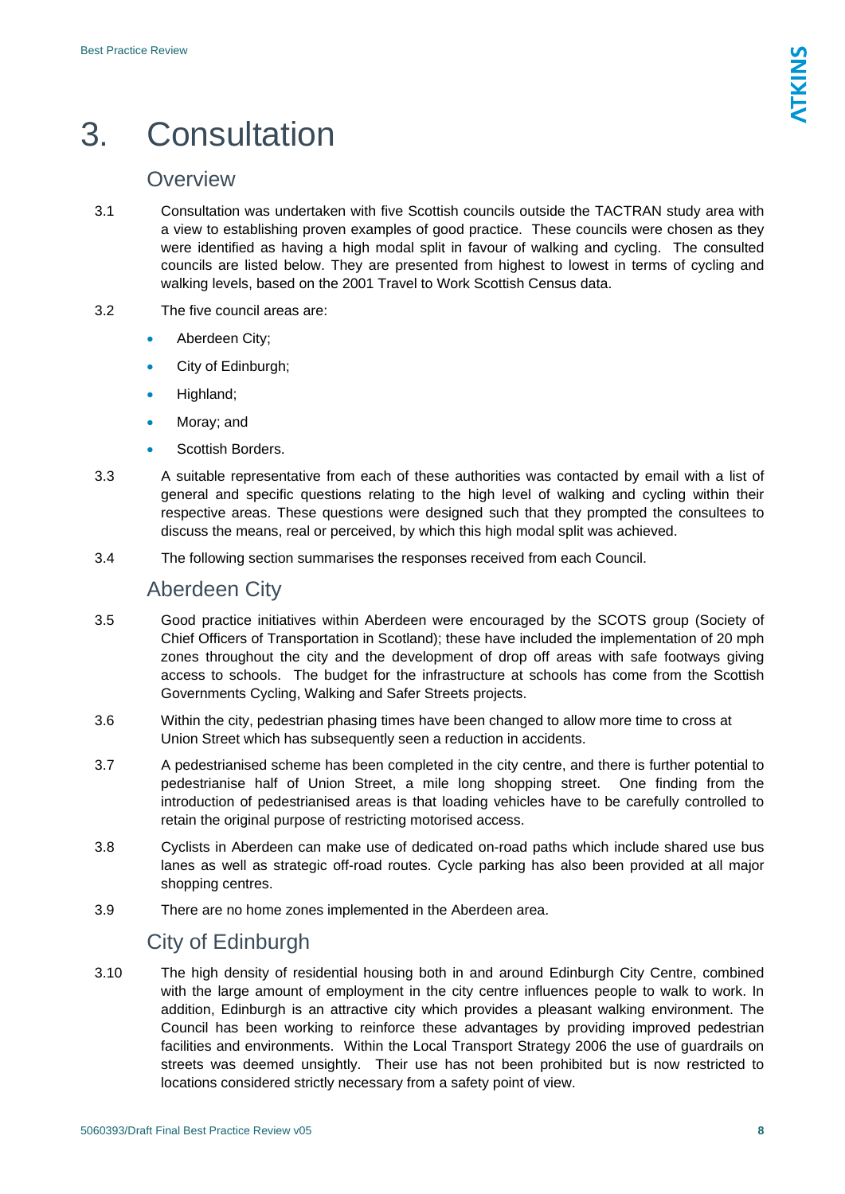# 3. Consultation

## Overview

3.1 Consultation was undertaken with five Scottish councils outside the TACTRAN study area with a view to establishing proven examples of good practice. These councils were chosen as they were identified as having a high modal split in favour of walking and cycling. The consulted councils are listed below. They are presented from highest to lowest in terms of cycling and walking levels, based on the 2001 Travel to Work Scottish Census data.

3.2 The five council areas are:

- Aberdeen City;
- City of Edinburgh;
- Highland;
- Moray; and
- Scottish Borders.

3.3 A suitable representative from each of these authorities was contacted by email with a list of general and specific questions relating to the high level of walking and cycling within their respective areas. These questions were designed such that they prompted the consultees to discuss the means, real or perceived, by which this high modal split was achieved.

3.4 The following section summarises the responses received from each Council.

## Aberdeen City

3.5 Good practice initiatives within Aberdeen were encouraged by the SCOTS group (Society of Chief Officers of Transportation in Scotland); these have included the implementation of 20 mph zones throughout the city and the development of drop off areas with safe footways giving access to schools. The budget for the infrastructure at schools has come from the Scottish Governments Cycling, Walking and Safer Streets projects.

3.6 Within the city, pedestrian phasing times have been changed to allow more time to cross at Union Street which has subsequently seen a reduction in accidents.

3.7 A pedestrianised scheme has been completed in the city centre, and there is further potential to pedestrianise half of Union Street, a mile long shopping street. One finding from the introduction of pedestrianised areas is that loading vehicles have to be carefully controlled to retain the original purpose of restricting motorised access.

3.8 Cyclists in Aberdeen can make use of dedicated on-road paths which include shared use bus lanes as well as strategic off-road routes. Cycle parking has also been provided at all major shopping centres.

3.9 There are no home zones implemented in the Aberdeen area.

## City of Edinburgh

3.10 The high density of residential housing both in and around Edinburgh City Centre, combined with the large amount of employment in the city centre influences people to walk to work. In addition, Edinburgh is an attractive city which provides a pleasant walking environment. The Council has been working to reinforce these advantages by providing improved pedestrian facilities and environments. Within the Local Transport Strategy 2006 the use of guardrails on streets was deemed unsightly. Their use has not been prohibited but is now restricted to locations considered strictly necessary from a safety point of view.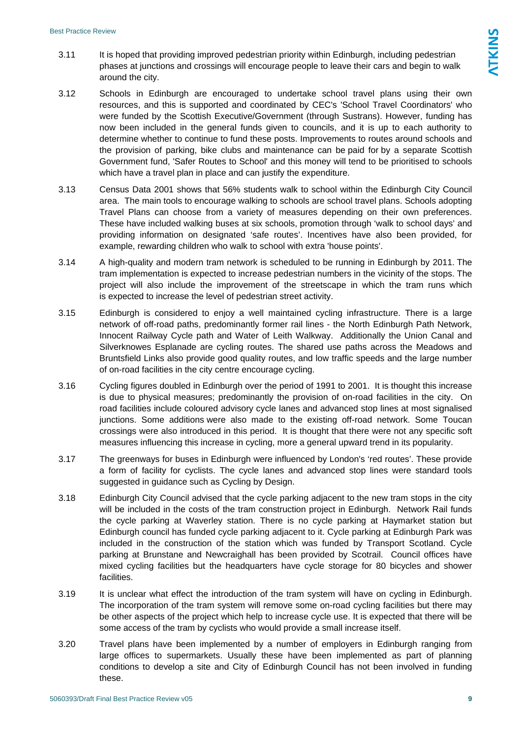3.11 It is hoped that providing improved pedestrian priority within Edinburgh, including pedestrian phases at junctions and crossings will encourage people to leave their cars and begin to walk around the city.

3.12 Schools in Edinburgh are encouraged to undertake school travel plans using their own resources, and this is supported and coordinated by CEC's 'School Travel Coordinators' who were funded by the Scottish Executive/Government (through Sustrans). However, funding has now been included in the general funds given to councils, and it is up to each authority to determine whether to continue to fund these posts. Improvements to routes around schools and the provision of parking, bike clubs and maintenance can be paid for by a separate Scottish Government fund, 'Safer Routes to School' and this money will tend to be prioritised to schools which have a travel plan in place and can justify the expenditure.

3.13 Census Data 2001 shows that 56% students walk to school within the Edinburgh City Council area. The main tools to encourage walking to schools are school travel plans. Schools adopting Travel Plans can choose from a variety of measures depending on their own preferences. These have included walking buses at six schools, promotion through 'walk to school days' and providing information on designated 'safe routes'. Incentives have also been provided, for example, rewarding children who walk to school with extra 'house points'.

3.14 A high-quality and modern tram network is scheduled to be running in Edinburgh by 2011. The tram implementation is expected to increase pedestrian numbers in the vicinity of the stops. The project will also include the improvement of the streetscape in which the tram runs which is expected to increase the level of pedestrian street activity.

3.15 Edinburgh is considered to enjoy a well maintained cycling infrastructure. There is a large network of off-road paths, predominantly former rail lines - the North Edinburgh Path Network, Innocent Railway Cycle path and Water of Leith Walkway. Additionally the Union Canal and Silverknowes Esplanade are cycling routes. The shared use paths across the Meadows and Bruntsfield Links also provide good quality routes, and low traffic speeds and the large number of on-road facilities in the city centre encourage cycling.

3.16 Cycling figures doubled in Edinburgh over the period of 1991 to 2001. It is thought this increase is due to physical measures; predominantly the provision of on-road facilities in the city. On road facilities include coloured advisory cycle lanes and advanced stop lines at most signalised junctions. Some additions were also made to the existing off-road network. Some Toucan crossings were also introduced in this period. It is thought that there were not any specific soft measures influencing this increase in cycling, more a general upward trend in its popularity.

3.17 The greenways for buses in Edinburgh were influenced by London's 'red routes'. These provide a form of facility for cyclists. The cycle lanes and advanced stop lines were standard tools suggested in guidance such as Cycling by Design.

3.18 Edinburgh City Council advised that the cycle parking adjacent to the new tram stops in the city will be included in the costs of the tram construction project in Edinburgh. Network Rail funds the cycle parking at Waverley station. There is no cycle parking at Haymarket station but Edinburgh council has funded cycle parking adjacent to it. Cycle parking at Edinburgh Park was included in the construction of the station which was funded by Transport Scotland. Cycle parking at Brunstane and Newcraighall has been provided by Scotrail. Council offices have mixed cycling facilities but the headquarters have cycle storage for 80 bicycles and shower facilities.

3.19 It is unclear what effect the introduction of the tram system will have on cycling in Edinburgh. The incorporation of the tram system will remove some on-road cycling facilities but there may be other aspects of the project which help to increase cycle use. It is expected that there will be some access of the tram by cyclists who would provide a small increase itself.

3.20 Travel plans have been implemented by a number of employers in Edinburgh ranging from large offices to supermarkets. Usually these have been implemented as part of planning conditions to develop a site and City of Edinburgh Council has not been involved in funding these.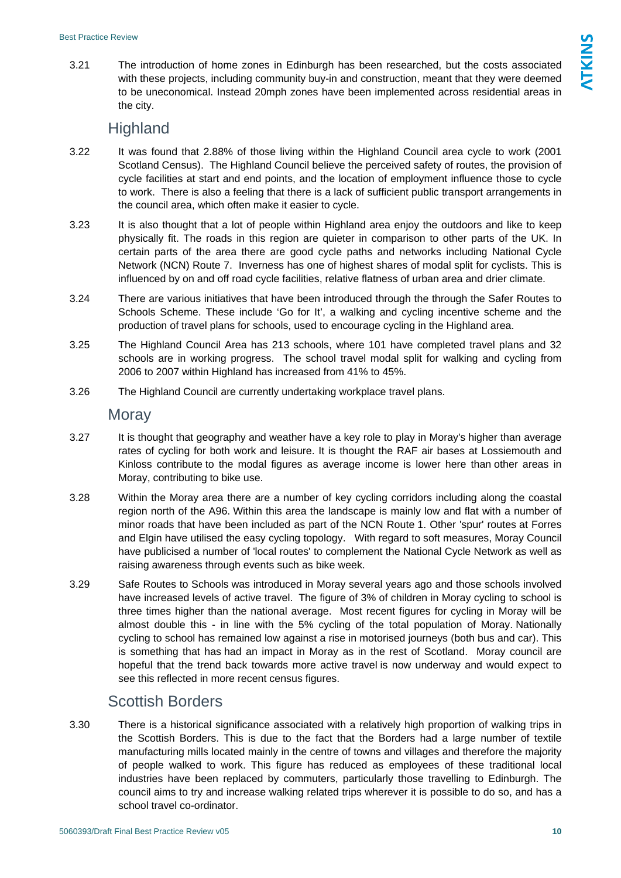3.21 The introduction of home zones in Edinburgh has been researched, but the costs associated with these projects, including community buy-in and construction, meant that they were deemed to be uneconomical. Instead 20mph zones have been implemented across residential areas in the city.

## Highland

3.22 It was found that 2.88% of those living within the Highland Council area cycle to work (2001 Scotland Census). The Highland Council believe the perceived safety of routes, the provision of cycle facilities at start and end points, and the location of employment influence those to cycle to work. There is also a feeling that there is a lack of sufficient public transport arrangements in the council area, which often make it easier to cycle.

3.23 It is also thought that a lot of people within Highland area enjoy the outdoors and like to keep physically fit. The roads in this region are quieter in comparison to other parts of the UK. In certain parts of the area there are good cycle paths and networks including National Cycle Network (NCN) Route 7. Inverness has one of highest shares of modal split for cyclists. This is influenced by on and off road cycle facilities, relative flatness of urban area and drier climate.

3.24 There are various initiatives that have been introduced through the through the Safer Routes to Schools Scheme. These include 'Go for It', a walking and cycling incentive scheme and the production of travel plans for schools, used to encourage cycling in the Highland area.

3.25 The Highland Council Area has 213 schools, where 101 have completed travel plans and 32 schools are in working progress. The school travel modal split for walking and cycling from 2006 to 2007 within Highland has increased from 41% to 45%.

3.26 The Highland Council are currently undertaking workplace travel plans.

## Moray

3.27 It is thought that geography and weather have a key role to play in Moray's higher than average rates of cycling for both work and leisure. It is thought the RAF air bases at Lossiemouth and Kinloss contribute to the modal figures as average income is lower here than other areas in Moray, contributing to bike use.

3.28 Within the Moray area there are a number of key cycling corridors including along the coastal region north of the A96. Within this area the landscape is mainly low and flat with a number of minor roads that have been included as part of the NCN Route 1. Other 'spur' routes at Forres and Elgin have utilised the easy cycling topology. With regard to soft measures, Moray Council have publicised a number of 'local routes' to complement the National Cycle Network as well as raising awareness through events such as bike week.

3.29 Safe Routes to Schools was introduced in Moray several years ago and those schools involved have increased levels of active travel. The figure of 3% of children in Moray cycling to school is three times higher than the national average. Most recent figures for cycling in Moray will be almost double this - in line with the 5% cycling of the total population of Moray. Nationally cycling to school has remained low against a rise in motorised journeys (both bus and car). This is something that has had an impact in Moray as in the rest of Scotland. Moray council are hopeful that the trend back towards more active travel is now underway and would expect to see this reflected in more recent census figures.

## Scottish Borders

3.30 There is a historical significance associated with a relatively high proportion of walking trips in the Scottish Borders. This is due to the fact that the Borders had a large number of textile manufacturing mills located mainly in the centre of towns and villages and therefore the majority of people walked to work. This figure has reduced as employees of these traditional local industries have been replaced by commuters, particularly those travelling to Edinburgh. The council aims to try and increase walking related trips wherever it is possible to do so, and has a school travel co-ordinator.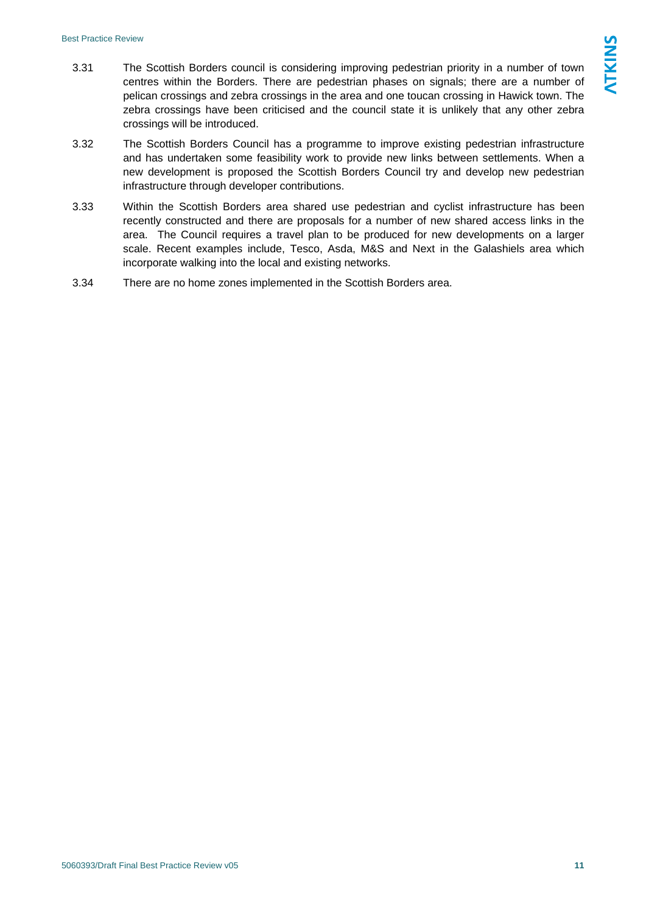3.31 The Scottish Borders council is considering improving pedestrian priority in a number of town centres within the Borders. There are pedestrian phases on signals; there are a number of pelican crossings and zebra crossings in the area and one toucan crossing in Hawick town. The zebra crossings have been criticised and the council state it is unlikely that any other zebra crossings will be introduced.

3.32 The Scottish Borders Council has a programme to improve existing pedestrian infrastructure and has undertaken some feasibility work to provide new links between settlements. When a new development is proposed the Scottish Borders Council try and develop new pedestrian infrastructure through developer contributions.

3.33 Within the Scottish Borders area shared use pedestrian and cyclist infrastructure has been recently constructed and there are proposals for a number of new shared access links in the area. The Council requires a travel plan to be produced for new developments on a larger scale. Recent examples include, Tesco, Asda, M&S and Next in the Galashiels area which incorporate walking into the local and existing networks.

3.34 There are no home zones implemented in the Scottish Borders area.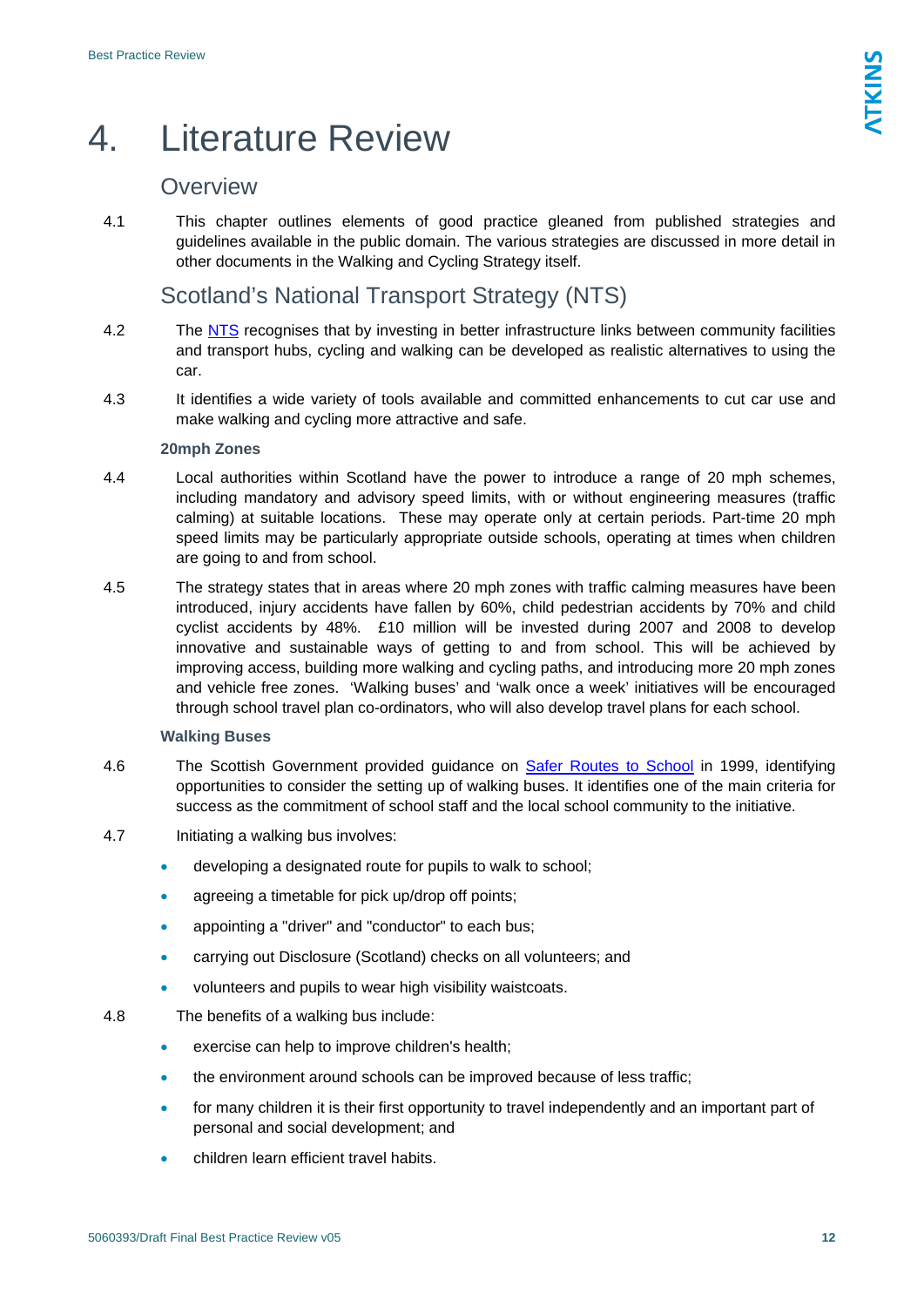# 4. Literature Review

## Overview

4.1 This chapter outlines elements of good practice gleaned from published strategies and guidelines available in the public domain. The various strategies are discussed in more detail in other documents in the Walking and Cycling Strategy itself.

## Scotland's National Transport Strategy (NTS)

4.2 The NTS recognises that by investing in better infrastructure links between community facilities and transport hubs, cycling and walking can be developed as realistic alternatives to using the car.

4.3 It identifies a wide variety of tools available and committed enhancements to cut car use and make walking and cycling more attractive and safe.

### 20mph Zones

4.4 Local authorities within Scotland have the power to introduce a range of 20 mph schemes, including mandatory and advisory speed limits, with or without engineering measures (traffic calming) at suitable locations. These may operate only at certain periods. Part-time 20 mph speed limits may be particularly appropriate outside schools, operating at times when children are going to and from school.

4.5 The strategy states that in areas where 20 mph zones with traffic calming measures have been introduced, injury accidents have fallen by 60%, child pedestrian accidents by 70% and child cyclist accidents by 48%. £10 million will be invested during 2007 and 2008 to develop innovative and sustainable ways of getting to and from school. This will be achieved by improving access, building more walking and cycling paths, and introducing more 20 mph zones and vehicle free zones. 'Walking buses' and 'walk once a week' initiatives will be encouraged through school travel plan co-ordinators, who will also develop travel plans for each school.

### Walking Buses

4.6 The Scottish Government provided guidance on Safer Routes to School in 1999, identifying opportunities to consider the setting up of walking buses. It identifies one of the main criteria for success as the commitment of school staff and the local school community to the initiative.

4.7 Initiating a walking bus involves:

- developing a designated route for pupils to walk to school;
- agreeing a timetable for pick up/drop off points;
- appointing a "driver" and "conductor" to each bus;
- carrying out Disclosure (Scotland) checks on all volunteers; and
- volunteers and pupils to wear high visibility waistcoats.

4.8 The benefits of a walking bus include:

- exercise can help to improve children's health;
- the environment around schools can be improved because of less traffic;
- for many children it is their first opportunity to travel independently and an important part of personal and social development; and
- children learn efficient travel habits.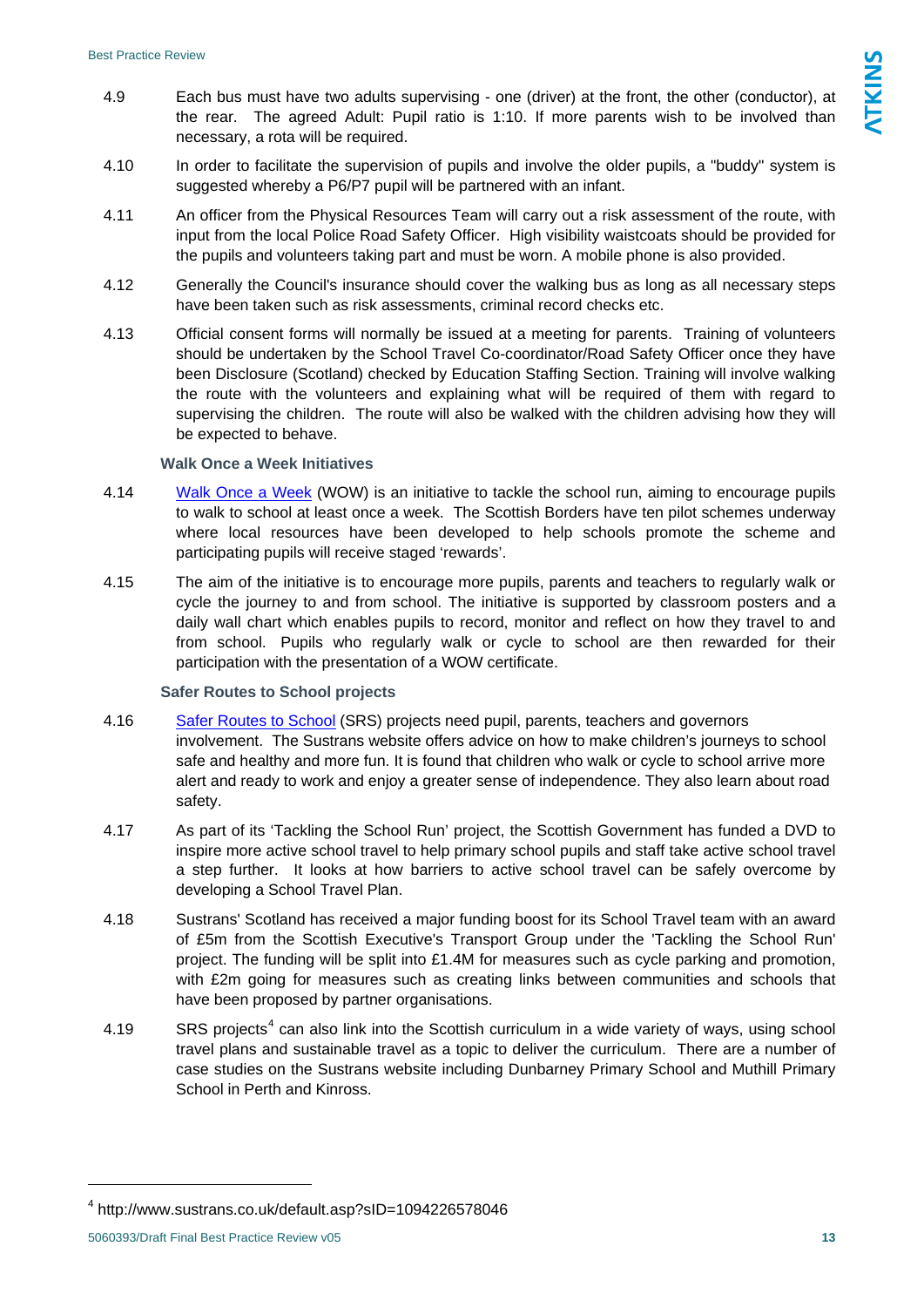4.9 Each bus must have two adults supervising - one (driver) at the front, the other (conductor), at the rear. The agreed Adult: Pupil ratio is 1:10. If more parents wish to be involved than necessary, a rota will be required.

4.10 In order to facilitate the supervision of pupils and involve the older pupils, a "buddy" system is suggested whereby a P6/P7 pupil will be partnered with an infant.

4.11 An officer from the Physical Resources Team will carry out a risk assessment of the route, with input from the local Police Road Safety Officer. High visibility waistcoats should be provided for the pupils and volunteers taking part and must be worn. A mobile phone is also provided.

4.12 Generally the Council's insurance should cover the walking bus as long as all necessary steps have been taken such as risk assessments, criminal record checks etc.

4.13 Official consent forms will normally be issued at a meeting for parents. Training of volunteers should be undertaken by the School Travel Co-coordinator/Road Safety Officer once they have been Disclosure (Scotland) checked by Education Staffing Section. Training will involve walking the route with the volunteers and explaining what will be required of them with regard to supervising the children. The route will also be walked with the children advising how they will be expected to behave.

### Walk Once a Week Initiatives

4.14 Walk Once a Week (WOW) is an initiative to tackle the school run, aiming to encourage pupils to walk to school at least once a week. The Scottish Borders have ten pilot schemes underway where local resources have been developed to help schools promote the scheme and participating pupils will receive staged 'rewards'.

4.15 The aim of the initiative is to encourage more pupils, parents and teachers to regularly walk or cycle the journey to and from school. The initiative is supported by classroom posters and a daily wall chart which enables pupils to record, monitor and reflect on how they travel to and from school. Pupils who regularly walk or cycle to school are then rewarded for their participation with the presentation of a WOW certificate.

### Safer Routes to School projects

4.16 Safer Routes to School (SRS) projects need pupil, parents, teachers and governors involvement. The Sustrans website offers advice on how to make children's journeys to school safe and healthy and more fun. It is found that children who walk or cycle to school arrive more alert and ready to work and enjoy a greater sense of independence. They also learn about road safety.

4.17 As part of its 'Tackling the School Run' project, the Scottish Government has funded a DVD to inspire more active school travel to help primary school pupils and staff take active school travel a step further. It looks at how barriers to active school travel can be safely overcome by developing a School Travel Plan.

4.18 Sustrans' Scotland has received a major funding boost for its School Travel team with an award of £5m from the Scottish Executive's Transport Group under the 'Tackling the School Run' project. The funding will be split into £1.4M for measures such as cycle parking and promotion, with £2m going for measures such as creating links between communities and schools that have been proposed by partner organisations.

4.19 SRS projects[4] can also link into the Scottish curriculum in a wide variety of ways, using school travel plans and sustainable travel as a topic to deliver the curriculum. There are a number of case studies on the Sustrans website including Dunbarney Primary School and Muthill Primary School in Perth and Kinross.

[4] http://www.sustrans.co.uk/default.asp?sID=1094226578046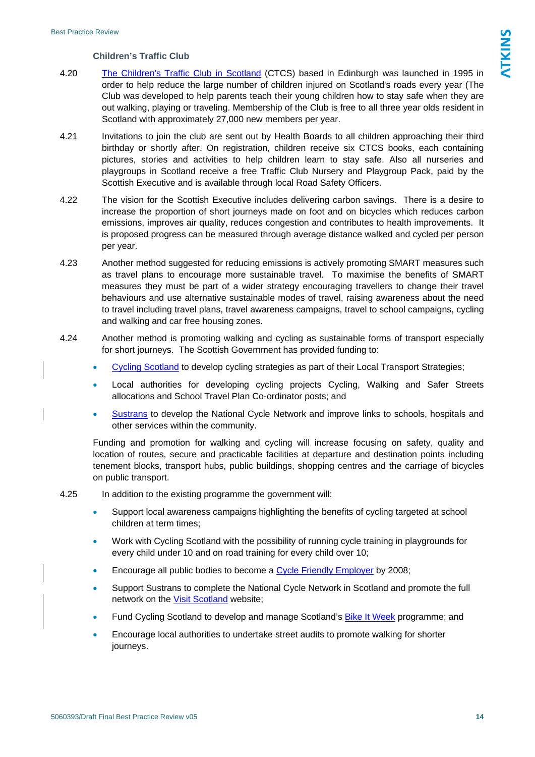### Children's Traffic Club

4.20 The Children's Traffic Club in Scotland (CTCS) based in Edinburgh was launched in 1995 in order to help reduce the large number of children injured on Scotland's roads every year (The Club was developed to help parents teach their young children how to stay safe when they are out walking, playing or traveling. Membership of the Club is free to all three year olds resident in Scotland with approximately 27,000 new members per year.

4.21 Invitations to join the club are sent out by Health Boards to all children approaching their third birthday or shortly after. On registration, children receive six CTCS books, each containing pictures, stories and activities to help children learn to stay safe. Also all nurseries and playgroups in Scotland receive a free Traffic Club Nursery and Playgroup Pack, paid by the Scottish Executive and is available through local Road Safety Officers.

4.22 The vision for the Scottish Executive includes delivering carbon savings. There is a desire to increase the proportion of short journeys made on foot and on bicycles which reduces carbon emissions, improves air quality, reduces congestion and contributes to health improvements. It is proposed progress can be measured through average distance walked and cycled per person per year.

4.23 Another method suggested for reducing emissions is actively promoting SMART measures such as travel plans to encourage more sustainable travel. To maximise the benefits of SMART measures they must be part of a wider strategy encouraging travellers to change their travel behaviours and use alternative sustainable modes of travel, raising awareness about the need to travel including travel plans, travel awareness campaigns, travel to school campaigns, cycling and walking and car free housing zones.

4.24 Another method is promoting walking and cycling as sustainable forms of transport especially for short journeys. The Scottish Government has provided funding to:

- Cycling Scotland to develop cycling strategies as part of their Local Transport Strategies;
- Local authorities for developing cycling projects Cycling, Walking and Safer Streets allocations and School Travel Plan Co-ordinator posts; and
- Sustrans to develop the National Cycle Network and improve links to schools, hospitals and other services within the community.

Funding and promotion for walking and cycling will increase focusing on safety, quality and location of routes, secure and practicable facilities at departure and destination points including tenement blocks, transport hubs, public buildings, shopping centres and the carriage of bicycles on public transport.

4.25 In addition to the existing programme the government will:

- Support local awareness campaigns highlighting the benefits of cycling targeted at school children at term times;
- Work with Cycling Scotland with the possibility of running cycle training in playgrounds for every child under 10 and on road training for every child over 10;
- Encourage all public bodies to become a Cycle Friendly Employer by 2008;
- Support Sustrans to complete the National Cycle Network in Scotland and promote the full network on the Visit Scotland website;
- Fund Cycling Scotland to develop and manage Scotland's Bike It Week programme; and
- Encourage local authorities to undertake street audits to promote walking for shorter journeys.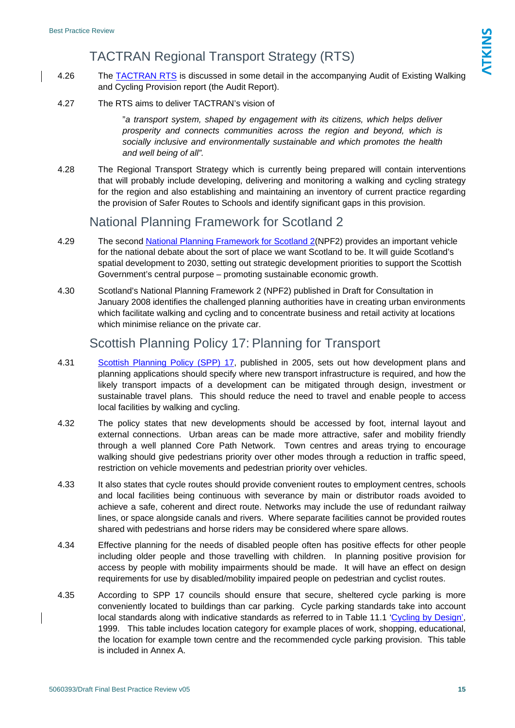## TACTRAN Regional Transport Strategy (RTS)

4.26 The TACTRAN RTS is discussed in some detail in the accompanying Audit of Existing Walking and Cycling Provision report (the Audit Report).

4.27 The RTS aims to deliver TACTRAN's vision of

> "*a transport system, shaped by engagement with its citizens, which helps deliver prosperity and connects communities across the region and beyond, which is socially inclusive and environmentally sustainable and which promotes the health and well being of all".*

4.28 The Regional Transport Strategy which is currently being prepared will contain interventions that will probably include developing, delivering and monitoring a walking and cycling strategy for the region and also establishing and maintaining an inventory of current practice regarding the provision of Safer Routes to Schools and identify significant gaps in this provision.

## National Planning Framework for Scotland 2

4.29 The second National Planning Framework for Scotland 2(NPF2) provides an important vehicle for the national debate about the sort of place we want Scotland to be. It will guide Scotland's spatial development to 2030, setting out strategic development priorities to support the Scottish Government's central purpose – promoting sustainable economic growth.

4.30 Scotland's National Planning Framework 2 (NPF2) published in Draft for Consultation in January 2008 identifies the challenged planning authorities have in creating urban environments which facilitate walking and cycling and to concentrate business and retail activity at locations which minimise reliance on the private car.

## Scottish Planning Policy 17: Planning for Transport

4.31 Scottish Planning Policy (SPP) 17, published in 2005, sets out how development plans and planning applications should specify where new transport infrastructure is required, and how the likely transport impacts of a development can be mitigated through design, investment or sustainable travel plans. This should reduce the need to travel and enable people to access local facilities by walking and cycling.

4.32 The policy states that new developments should be accessed by foot, internal layout and external connections. Urban areas can be made more attractive, safer and mobility friendly through a well planned Core Path Network. Town centres and areas trying to encourage walking should give pedestrians priority over other modes through a reduction in traffic speed, restriction on vehicle movements and pedestrian priority over vehicles.

4.33 It also states that cycle routes should provide convenient routes to employment centres, schools and local facilities being continuous with severance by main or distributor roads avoided to achieve a safe, coherent and direct route. Networks may include the use of redundant railway lines, or space alongside canals and rivers. Where separate facilities cannot be provided routes shared with pedestrians and horse riders may be considered where spare allows.

4.34 Effective planning for the needs of disabled people often has positive effects for other people including older people and those travelling with children. In planning positive provision for access by people with mobility impairments should be made. It will have an effect on design requirements for use by disabled/mobility impaired people on pedestrian and cyclist routes.

4.35 According to SPP 17 councils should ensure that secure, sheltered cycle parking is more conveniently located to buildings than car parking. Cycle parking standards take into account local standards along with indicative standards as referred to in Table 11.1 'Cycling by Design', 1999. This table includes location category for example places of work, shopping, educational, the location for example town centre and the recommended cycle parking provision. This table is included in Annex A.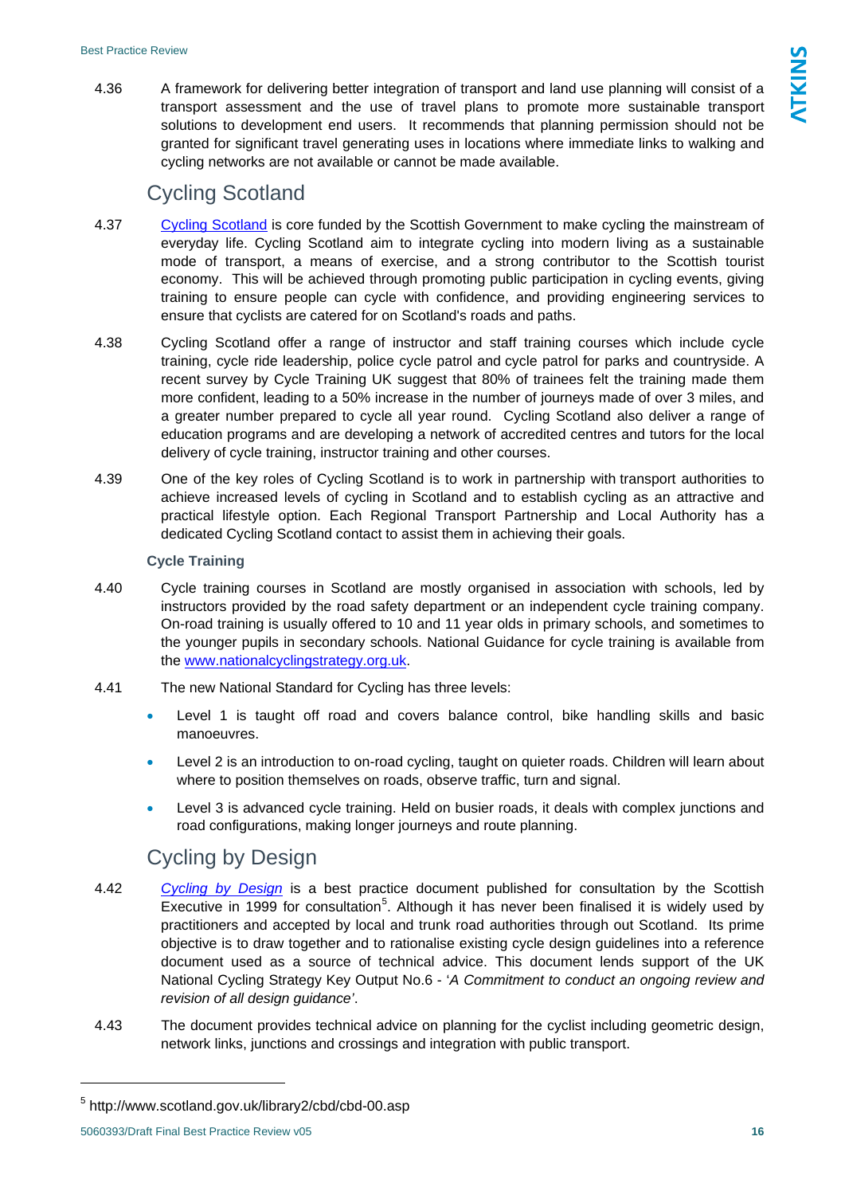4.36 A framework for delivering better integration of transport and land use planning will consist of a transport assessment and the use of travel plans to promote more sustainable transport solutions to development end users. It recommends that planning permission should not be granted for significant travel generating uses in locations where immediate links to walking and cycling networks are not available or cannot be made available.

## Cycling Scotland

4.37 Cycling Scotland is core funded by the Scottish Government to make cycling the mainstream of everyday life. Cycling Scotland aim to integrate cycling into modern living as a sustainable mode of transport, a means of exercise, and a strong contributor to the Scottish tourist economy. This will be achieved through promoting public participation in cycling events, giving training to ensure people can cycle with confidence, and providing engineering services to ensure that cyclists are catered for on Scotland's roads and paths.

4.38 Cycling Scotland offer a range of instructor and staff training courses which include cycle training, cycle ride leadership, police cycle patrol and cycle patrol for parks and countryside. A recent survey by Cycle Training UK suggest that 80% of trainees felt the training made them more confident, leading to a 50% increase in the number of journeys made of over 3 miles, and a greater number prepared to cycle all year round. Cycling Scotland also deliver a range of education programs and are developing a network of accredited centres and tutors for the local delivery of cycle training, instructor training and other courses.

4.39 One of the key roles of Cycling Scotland is to work in partnership with transport authorities to achieve increased levels of cycling in Scotland and to establish cycling as an attractive and practical lifestyle option. Each Regional Transport Partnership and Local Authority has a dedicated Cycling Scotland contact to assist them in achieving their goals.

### Cycle Training

4.40 Cycle training courses in Scotland are mostly organised in association with schools, led by instructors provided by the road safety department or an independent cycle training company. On-road training is usually offered to 10 and 11 year olds in primary schools, and sometimes to the younger pupils in secondary schools. National Guidance for cycle training is available from the www.nationalcyclingstrategy.org.uk.

4.41 The new National Standard for Cycling has three levels:

- Level 1 is taught off road and covers balance control, bike handling skills and basic manoeuvres.
- Level 2 is an introduction to on-road cycling, taught on quieter roads. Children will learn about where to position themselves on roads, observe traffic, turn and signal.
- Level 3 is advanced cycle training. Held on busier roads, it deals with complex junctions and road configurations, making longer journeys and route planning.

## Cycling by Design

4.42 *Cycling by Design* is a best practice document published for consultation by the Scottish Executive in 1999 for consultation[5]. Although it has never been finalised it is widely used by practitioners and accepted by local and trunk road authorities through out Scotland. Its prime objective is to draw together and to rationalise existing cycle design guidelines into a reference document used as a source of technical advice. This document lends support of the UK National Cycling Strategy Key Output No.6 - '*A Commitment to conduct an ongoing review and revision of all design guidance*'.

4.43 The document provides technical advice on planning for the cyclist including geometric design, network links, junctions and crossings and integration with public transport.

---

[5] http://www.scotland.gov.uk/library2/cbd/cbd-00.asp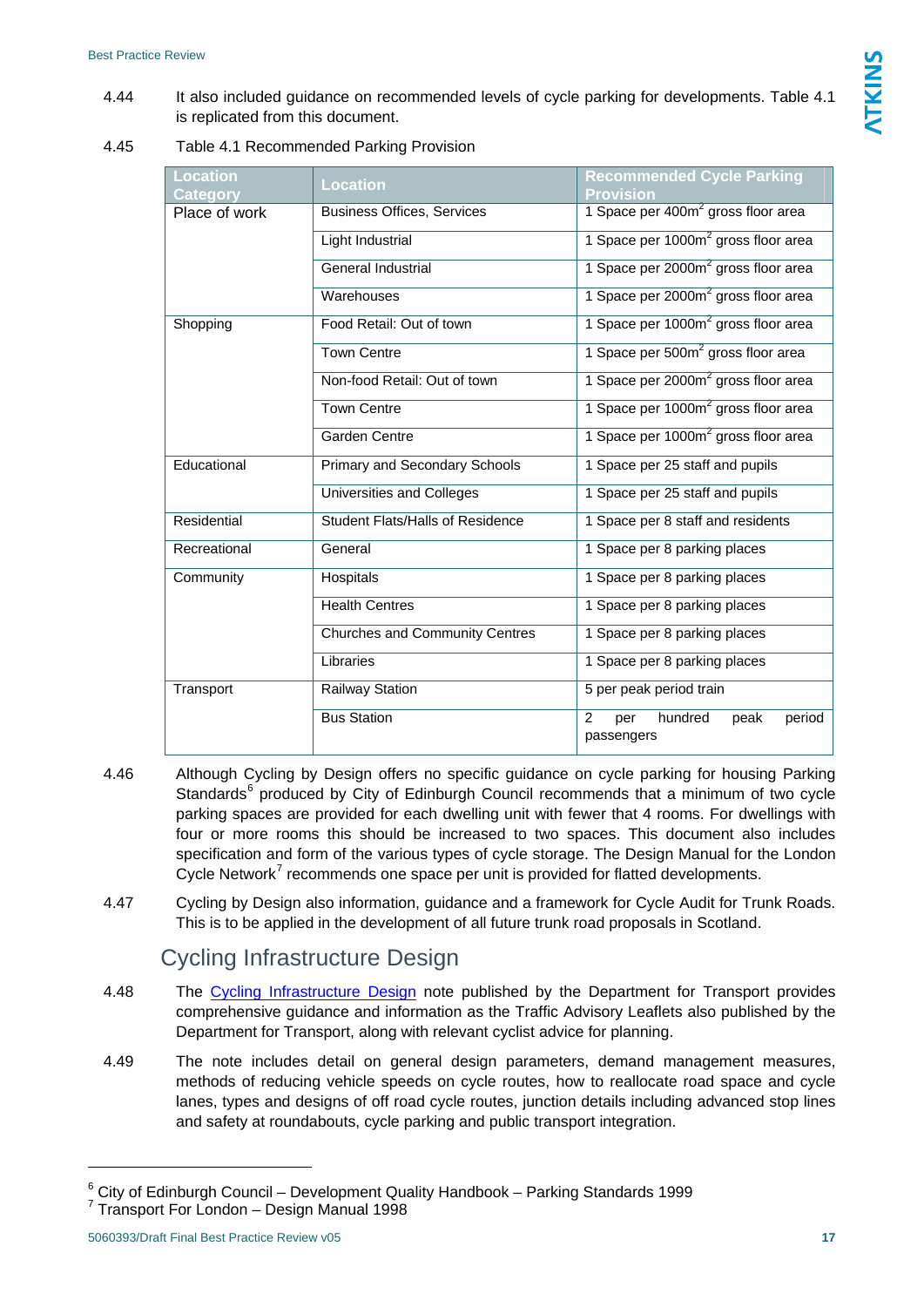4.44 It also included guidance on recommended levels of cycle parking for developments. Table 4.1 is replicated from this document.

4.45 Table 4.1 Recommended Parking Provision

| Location Category | Location | Recommended Cycle Parking Provision |
|---|---|---|
| Place of work | Business Offices, Services | 1 Space per 400m$^2$ gross floor area |
| | Light Industrial | 1 Space per 1000m$^2$ gross floor area |
| | General Industrial | 1 Space per 2000m$^2$ gross floor area |
| | Warehouses | 1 Space per 2000m$^2$ gross floor area |
| Shopping | Food Retail: Out of town | 1 Space per 1000m$^2$ gross floor area |
| | Town Centre | 1 Space per 500m$^2$ gross floor area |
| | Non-food Retail: Out of town | 1 Space per 2000m$^2$ gross floor area |
| | Town Centre | 1 Space per 1000m$^2$ gross floor area |
| | Garden Centre | 1 Space per 1000m$^2$ gross floor area |
| Educational | Primary and Secondary Schools | 1 Space per 25 staff and pupils |
| | Universities and Colleges | 1 Space per 25 staff and pupils |
| Residential | Student Flats/Halls of Residence | 1 Space per 8 staff and residents |
| Recreational | General | 1 Space per 8 parking places |
| Community | Hospitals | 1 Space per 8 parking places |
| | Health Centres | 1 Space per 8 parking places |
| | Churches and Community Centres | 1 Space per 8 parking places |
| | Libraries | 1 Space per 8 parking places |
| Transport | Railway Station | 5 per peak period train |
| | Bus Station | 2 per hundred peak period passengers |

4.46 Although Cycling by Design offers no specific guidance on cycle parking for housing Parking Standards[6] produced by City of Edinburgh Council recommends that a minimum of two cycle parking spaces are provided for each dwelling unit with fewer that 4 rooms. For dwellings with four or more rooms this should be increased to two spaces. This document also includes specification and form of the various types of cycle storage. The Design Manual for the London Cycle Network[7] recommends one space per unit is provided for flatted developments.

4.47 Cycling by Design also information, guidance and a framework for Cycle Audit for Trunk Roads. This is to be applied in the development of all future trunk road proposals in Scotland.

## Cycling Infrastructure Design

4.48 The Cycling Infrastructure Design note published by the Department for Transport provides comprehensive guidance and information as the Traffic Advisory Leaflets also published by the Department for Transport, along with relevant cyclist advice for planning.

4.49 The note includes detail on general design parameters, demand management measures, methods of reducing vehicle speeds on cycle routes, how to reallocate road space and cycle lanes, types and designs of off road cycle routes, junction details including advanced stop lines and safety at roundabouts, cycle parking and public transport integration.

---

[6] City of Edinburgh Council – Development Quality Handbook – Parking Standards 1999
[7] Transport For London – Design Manual 1998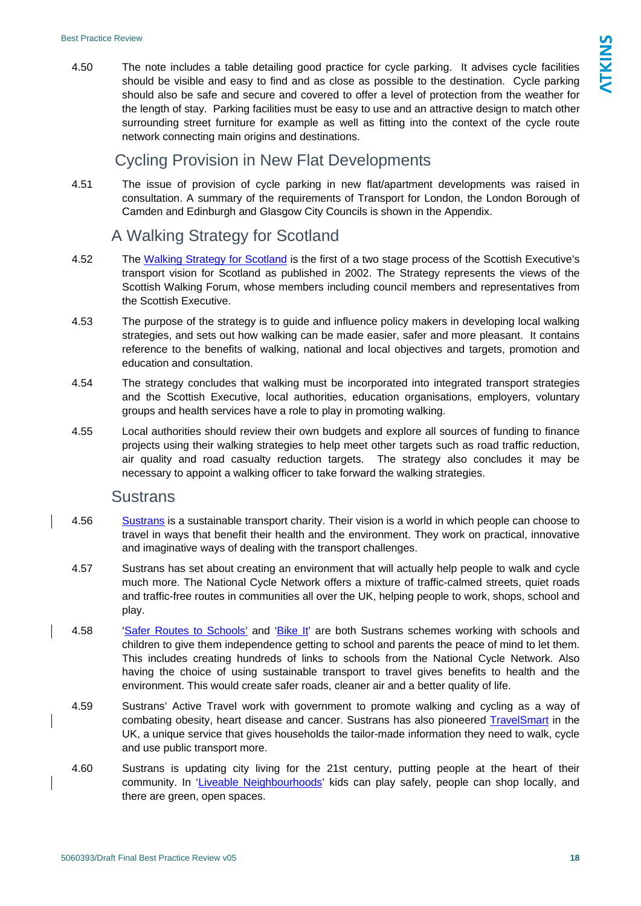4.50 The note includes a table detailing good practice for cycle parking. It advises cycle facilities should be visible and easy to find and as close as possible to the destination. Cycle parking should also be safe and secure and covered to offer a level of protection from the weather for the length of stay. Parking facilities must be easy to use and an attractive design to match other surrounding street furniture for example as well as fitting into the context of the cycle route network connecting main origins and destinations.

## Cycling Provision in New Flat Developments

4.51 The issue of provision of cycle parking in new flat/apartment developments was raised in consultation. A summary of the requirements of Transport for London, the London Borough of Camden and Edinburgh and Glasgow City Councils is shown in the Appendix.

## A Walking Strategy for Scotland

4.52 The Walking Strategy for Scotland is the first of a two stage process of the Scottish Executive's transport vision for Scotland as published in 2002. The Strategy represents the views of the Scottish Walking Forum, whose members including council members and representatives from the Scottish Executive.

4.53 The purpose of the strategy is to guide and influence policy makers in developing local walking strategies, and sets out how walking can be made easier, safer and more pleasant. It contains reference to the benefits of walking, national and local objectives and targets, promotion and education and consultation.

4.54 The strategy concludes that walking must be incorporated into integrated transport strategies and the Scottish Executive, local authorities, education organisations, employers, voluntary groups and health services have a role to play in promoting walking.

4.55 Local authorities should review their own budgets and explore all sources of funding to finance projects using their walking strategies to help meet other targets such as road traffic reduction, air quality and road casualty reduction targets. The strategy also concludes it may be necessary to appoint a walking officer to take forward the walking strategies.

## Sustrans

4.56 Sustrans is a sustainable transport charity. Their vision is a world in which people can choose to travel in ways that benefit their health and the environment. They work on practical, innovative and imaginative ways of dealing with the transport challenges.

4.57 Sustrans has set about creating an environment that will actually help people to walk and cycle much more. The National Cycle Network offers a mixture of traffic-calmed streets, quiet roads and traffic-free routes in communities all over the UK, helping people to work, shops, school and play.

4.58 'Safer Routes to Schools' and 'Bike It' are both Sustrans schemes working with schools and children to give them independence getting to school and parents the peace of mind to let them. This includes creating hundreds of links to schools from the National Cycle Network. Also having the choice of using sustainable transport to travel gives benefits to health and the environment. This would create safer roads, cleaner air and a better quality of life.

4.59 Sustrans' Active Travel work with government to promote walking and cycling as a way of combating obesity, heart disease and cancer. Sustrans has also pioneered TravelSmart in the UK, a unique service that gives households the tailor-made information they need to walk, cycle and use public transport more.

4.60 Sustrans is updating city living for the 21st century, putting people at the heart of their community. In 'Liveable Neighbourhoods' kids can play safely, people can shop locally, and there are green, open spaces.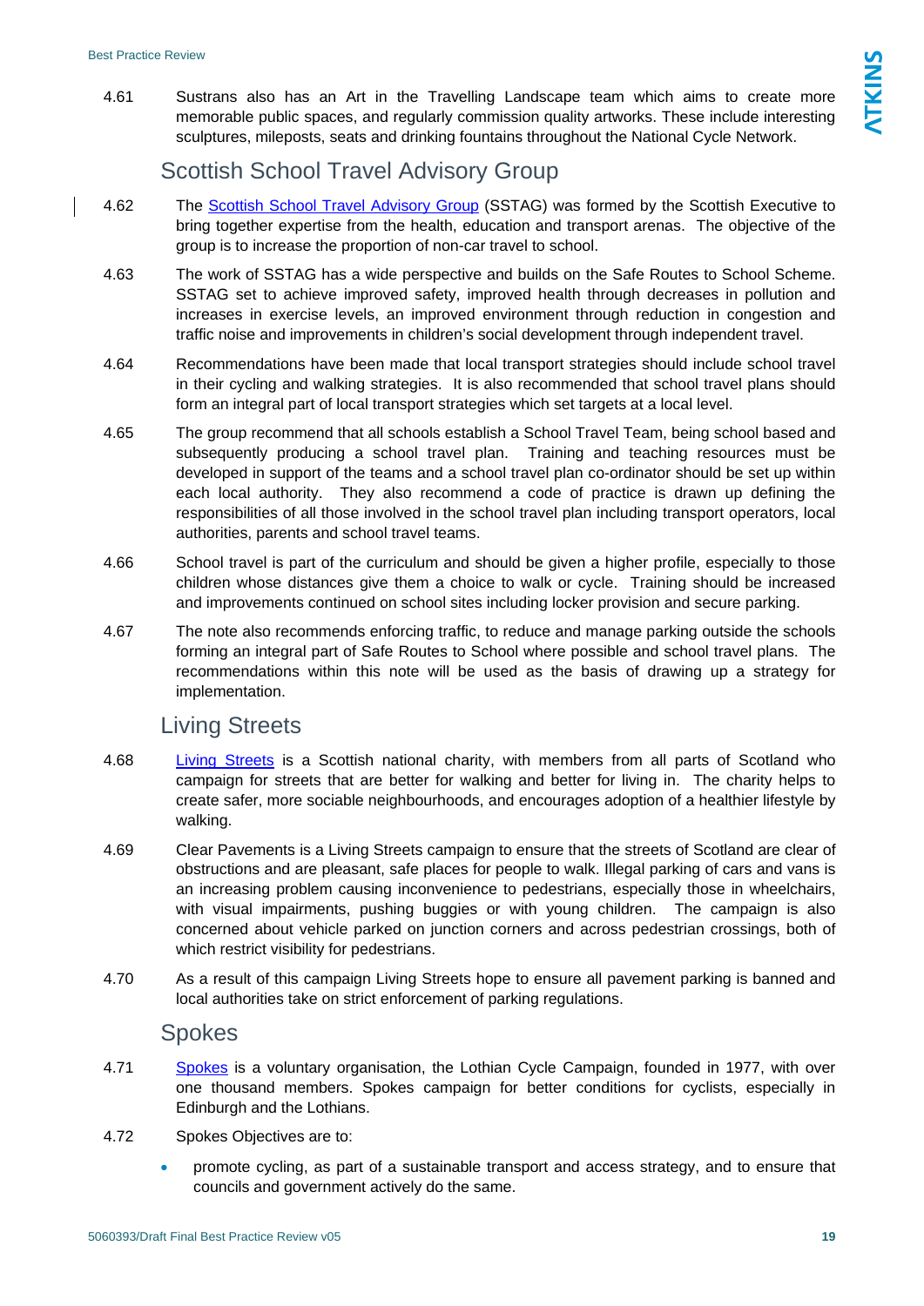4.61 Sustrans also has an Art in the Travelling Landscape team which aims to create more memorable public spaces, and regularly commission quality artworks. These include interesting sculptures, mileposts, seats and drinking fountains throughout the National Cycle Network.

## Scottish School Travel Advisory Group

4.62 The Scottish School Travel Advisory Group (SSTAG) was formed by the Scottish Executive to bring together expertise from the health, education and transport arenas. The objective of the group is to increase the proportion of non-car travel to school.

4.63 The work of SSTAG has a wide perspective and builds on the Safe Routes to School Scheme. SSTAG set to achieve improved safety, improved health through decreases in pollution and increases in exercise levels, an improved environment through reduction in congestion and traffic noise and improvements in children's social development through independent travel.

4.64 Recommendations have been made that local transport strategies should include school travel in their cycling and walking strategies. It is also recommended that school travel plans should form an integral part of local transport strategies which set targets at a local level.

4.65 The group recommend that all schools establish a School Travel Team, being school based and subsequently producing a school travel plan. Training and teaching resources must be developed in support of the teams and a school travel plan co-ordinator should be set up within each local authority. They also recommend a code of practice is drawn up defining the responsibilities of all those involved in the school travel plan including transport operators, local authorities, parents and school travel teams.

4.66 School travel is part of the curriculum and should be given a higher profile, especially to those children whose distances give them a choice to walk or cycle. Training should be increased and improvements continued on school sites including locker provision and secure parking.

4.67 The note also recommends enforcing traffic, to reduce and manage parking outside the schools forming an integral part of Safe Routes to School where possible and school travel plans. The recommendations within this note will be used as the basis of drawing up a strategy for implementation.

## Living Streets

4.68 Living Streets is a Scottish national charity, with members from all parts of Scotland who campaign for streets that are better for walking and better for living in. The charity helps to create safer, more sociable neighbourhoods, and encourages adoption of a healthier lifestyle by walking.

4.69 Clear Pavements is a Living Streets campaign to ensure that the streets of Scotland are clear of obstructions and are pleasant, safe places for people to walk. Illegal parking of cars and vans is an increasing problem causing inconvenience to pedestrians, especially those in wheelchairs, with visual impairments, pushing buggies or with young children. The campaign is also concerned about vehicle parked on junction corners and across pedestrian crossings, both of which restrict visibility for pedestrians.

4.70 As a result of this campaign Living Streets hope to ensure all pavement parking is banned and local authorities take on strict enforcement of parking regulations.

## Spokes

4.71 Spokes is a voluntary organisation, the Lothian Cycle Campaign, founded in 1977, with over one thousand members. Spokes campaign for better conditions for cyclists, especially in Edinburgh and the Lothians.

4.72 Spokes Objectives are to:

- promote cycling, as part of a sustainable transport and access strategy, and to ensure that councils and government actively do the same.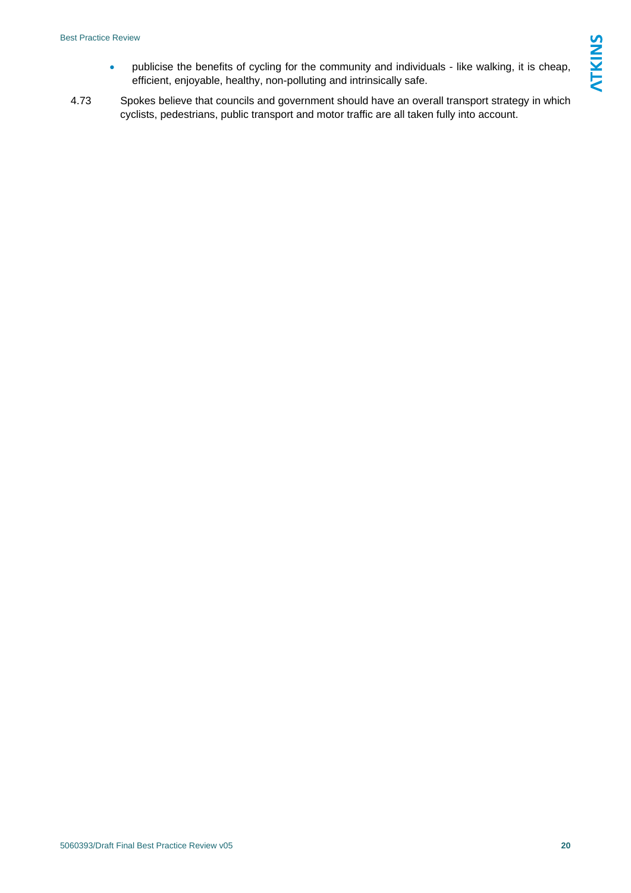- publicise the benefits of cycling for the community and individuals - like walking, it is cheap, efficient, enjoyable, healthy, non-polluting and intrinsically safe.

4.73 Spokes believe that councils and government should have an overall transport strategy in which cyclists, pedestrians, public transport and motor traffic are all taken fully into account.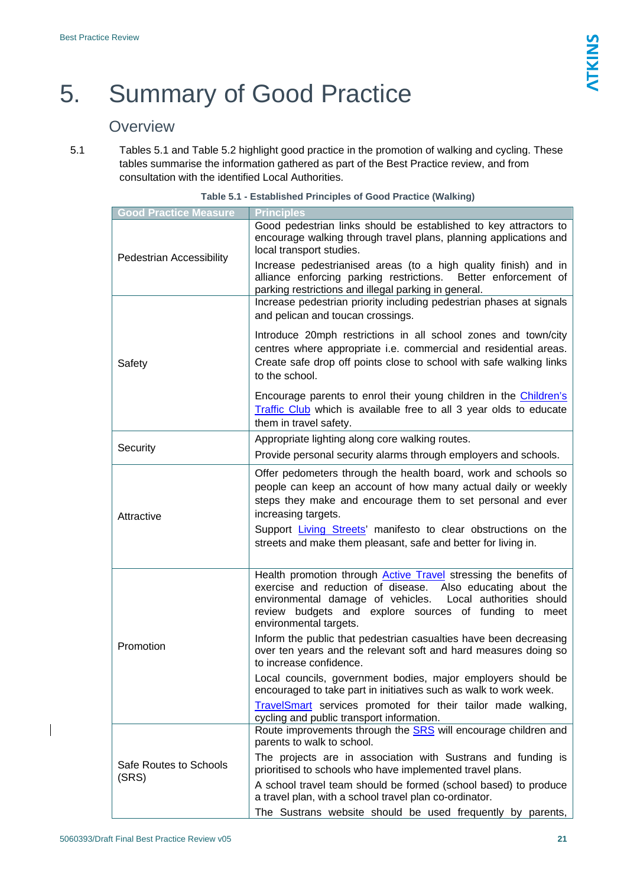// Best Practice Review

# 5. Summary of Good Practice

## Overview

5.1 Tables 5.1 and Table 5.2 highlight good practice in the promotion of walking and cycling. These tables summarise the information gathered as part of the Best Practice review, and from consultation with the identified Local Authorities.

**Table 5.1 - Established Principles of Good Practice (Walking)**

| Good Practice Measure | Principles |
|---|---|
| Pedestrian Accessibility | Good pedestrian links should be established to key attractors to encourage walking through travel plans, planning applications and local transport studies.<br>Increase pedestrianised areas (to a high quality finish) and in alliance enforcing parking restrictions. Better enforcement of parking restrictions and illegal parking in general. |
| Safety | Increase pedestrian priority including pedestrian phases at signals and pelican and toucan crossings.<br>Introduce 20mph restrictions in all school zones and town/city centres where appropriate i.e. commercial and residential areas. Create safe drop off points close to school with safe walking links to the school.<br>Encourage parents to enrol their young children in the Children's Traffic Club which is available free to all 3 year olds to educate them in travel safety. |
| Security | Appropriate lighting along core walking routes.<br>Provide personal security alarms through employers and schools. |
| Attractive | Offer pedometers through the health board, work and schools so people can keep an account of how many actual daily or weekly steps they make and encourage them to set personal and ever increasing targets.<br>Support Living Streets' manifesto to clear obstructions on the streets and make them pleasant, safe and better for living in. |
| Promotion | Health promotion through Active Travel stressing the benefits of exercise and reduction of disease. Also educating about the environmental damage of vehicles. Local authorities should review budgets and explore sources of funding to meet environmental targets.<br>Inform the public that pedestrian casualties have been decreasing over ten years and the relevant soft and hard measures doing so to increase confidence.<br>Local councils, government bodies, major employers should be encouraged to take part in initiatives such as walk to work week.<br>TravelSmart services promoted for their tailor made walking, cycling and public transport information. |
| Safe Routes to Schools (SRS) | Route improvements through the SRS will encourage children and parents to walk to school.<br>The projects are in association with Sustrans and funding is prioritised to schools who have implemented travel plans.<br>A school travel team should be formed (school based) to produce a travel plan, with a school travel plan co-ordinator.<br>The Sustrans website should be used frequently by parents, |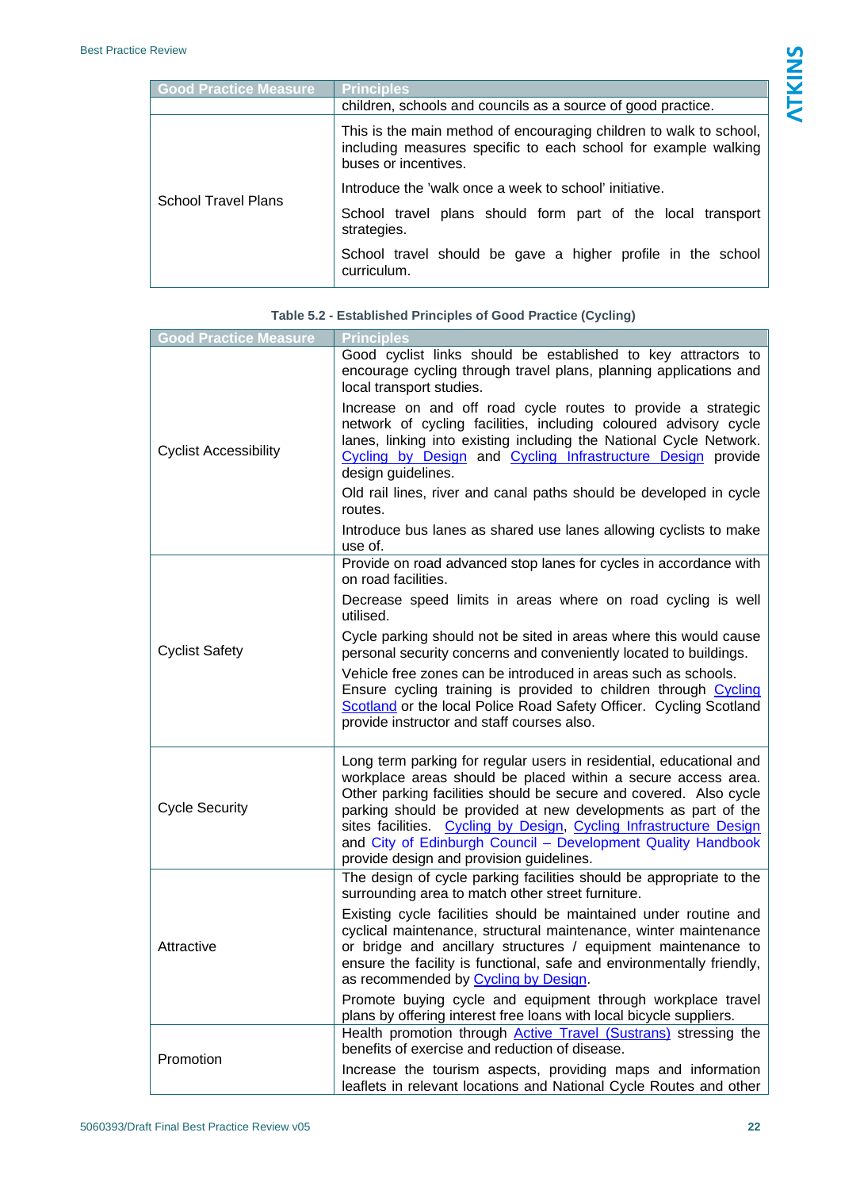| Good Practice Measure | Principles |
|---|---|
| | children, schools and councils as a source of good practice. |
| School Travel Plans | This is the main method of encouraging children to walk to school, including measures specific to each school for example walking buses or incentives.<br><br>Introduce the 'walk once a week to school' initiative.<br><br>School travel plans should form part of the local transport strategies.<br><br>School travel should be gave a higher profile in the school curriculum. |

**Table 5.2 - Established Principles of Good Practice (Cycling)**

| Good Practice Measure | Principles |
|---|---|
| Cyclist Accessibility | Good cyclist links should be established to key attractors to encourage cycling through travel plans, planning applications and local transport studies.<br><br>Increase on and off road cycle routes to provide a strategic network of cycling facilities, including coloured advisory cycle lanes, linking into existing including the National Cycle Network. Cycling by Design and Cycling Infrastructure Design provide design guidelines.<br><br>Old rail lines, river and canal paths should be developed in cycle routes.<br><br>Introduce bus lanes as shared use lanes allowing cyclists to make use of. |
| Cyclist Safety | Provide on road advanced stop lanes for cycles in accordance with on road facilities.<br><br>Decrease speed limits in areas where on road cycling is well utilised.<br><br>Cycle parking should not be sited in areas where this would cause personal security concerns and conveniently located to buildings.<br><br>Vehicle free zones can be introduced in areas such as schools. Ensure cycling training is provided to children through Cycling Scotland or the local Police Road Safety Officer. Cycling Scotland provide instructor and staff courses also. |
| Cycle Security | Long term parking for regular users in residential, educational and workplace areas should be placed within a secure access area. Other parking facilities should be secure and covered. Also cycle parking should be provided at new developments as part of the sites facilities. Cycling by Design, Cycling Infrastructure Design and City of Edinburgh Council – Development Quality Handbook provide design and provision guidelines. |
| Attractive | The design of cycle parking facilities should be appropriate to the surrounding area to match other street furniture.<br><br>Existing cycle facilities should be maintained under routine and cyclical maintenance, structural maintenance, winter maintenance or bridge and ancillary structures / equipment maintenance to ensure the facility is functional, safe and environmentally friendly, as recommended by Cycling by Design.<br><br>Promote buying cycle and equipment through workplace travel plans by offering interest free loans with local bicycle suppliers. |
| Promotion | Health promotion through Active Travel (Sustrans) stressing the benefits of exercise and reduction of disease.<br><br>Increase the tourism aspects, providing maps and information leaflets in relevant locations and National Cycle Routes and other |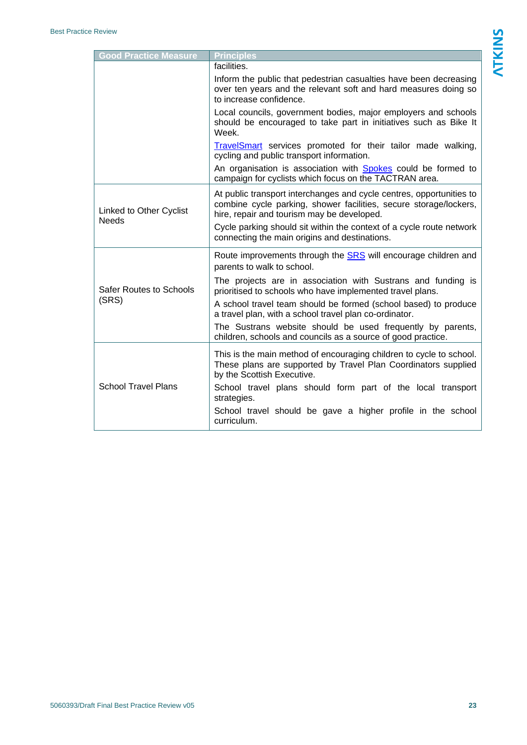| Good Practice Measure | Principles |
|---|---|
| | facilities.<br><br>Inform the public that pedestrian casualties have been decreasing over ten years and the relevant soft and hard measures doing so to increase confidence.<br><br>Local councils, government bodies, major employers and schools should be encouraged to take part in initiatives such as Bike It Week.<br><br>[TravelSmart] services promoted for their tailor made walking, cycling and public transport information.<br><br>An organisation is association with [Spokes] could be formed to campaign for cyclists which focus on the TACTRAN area. |
| Linked to Other Cyclist Needs | At public transport interchanges and cycle centres, opportunities to combine cycle parking, shower facilities, secure storage/lockers, hire, repair and tourism may be developed.<br><br>Cycle parking should sit within the context of a cycle route network connecting the main origins and destinations. |
| Safer Routes to Schools (SRS) | Route improvements through the [SRS] will encourage children and parents to walk to school.<br><br>The projects are in association with Sustrans and funding is prioritised to schools who have implemented travel plans.<br><br>A school travel team should be formed (school based) to produce a travel plan, with a school travel plan co-ordinator.<br><br>The Sustrans website should be used frequently by parents, children, schools and councils as a source of good practice. |
| School Travel Plans | This is the main method of encouraging children to cycle to school. These plans are supported by Travel Plan Coordinators supplied by the Scottish Executive.<br><br>School travel plans should form part of the local transport strategies.<br><br>School travel should be gave a higher profile in the school curriculum. |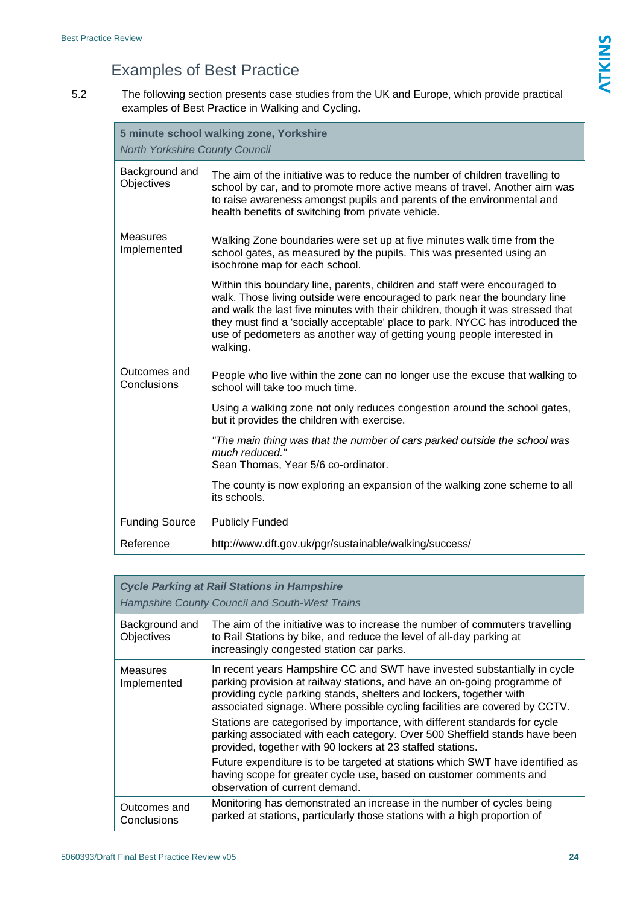## Examples of Best Practice

5.2 The following section presents case studies from the UK and Europe, which provide practical examples of Best Practice in Walking and Cycling.

| **5 minute school walking zone, Yorkshire**<br>*North Yorkshire County Council* | |
|---|---|
| Background and Objectives | The aim of the initiative was to reduce the number of children travelling to school by car, and to promote more active means of travel. Another aim was to raise awareness amongst pupils and parents of the environmental and health benefits of switching from private vehicle. |
| Measures Implemented | Walking Zone boundaries were set up at five minutes walk time from the school gates, as measured by the pupils. This was presented using an isochrone map for each school.<br><br>Within this boundary line, parents, children and staff were encouraged to walk. Those living outside were encouraged to park near the boundary line and walk the last five minutes with their children, though it was stressed that they must find a 'socially acceptable' place to park. NYCC has introduced the use of pedometers as another way of getting young people interested in walking. |
| Outcomes and Conclusions | People who live within the zone can no longer use the excuse that walking to school will take too much time.<br><br>Using a walking zone not only reduces congestion around the school gates, but it provides the children with exercise.<br><br>*"The main thing was that the number of cars parked outside the school was much reduced."*<br>Sean Thomas, Year 5/6 co-ordinator.<br><br>The county is now exploring an expansion of the walking zone scheme to all its schools. |
| Funding Source | Publicly Funded |
| Reference | http://www.dft.gov.uk/pgr/sustainable/walking/success/ |

| ***Cycle Parking at Rail Stations in Hampshire***<br>*Hampshire County Council and South-West Trains* | |
|---|---|
| Background and Objectives | The aim of the initiative was to increase the number of commuters travelling to Rail Stations by bike, and reduce the level of all-day parking at increasingly congested station car parks. |
| Measures Implemented | In recent years Hampshire CC and SWT have invested substantially in cycle parking provision at railway stations, and have an on-going programme of providing cycle parking stands, shelters and lockers, together with associated signage. Where possible cycling facilities are covered by CCTV.<br><br>Stations are categorised by importance, with different standards for cycle parking associated with each category. Over 500 Sheffield stands have been provided, together with 90 lockers at 23 staffed stations.<br><br>Future expenditure is to be targeted at stations which SWT have identified as having scope for greater cycle use, based on customer comments and observation of current demand. |
| Outcomes and Conclusions | Monitoring has demonstrated an increase in the number of cycles being parked at stations, particularly those stations with a high proportion of |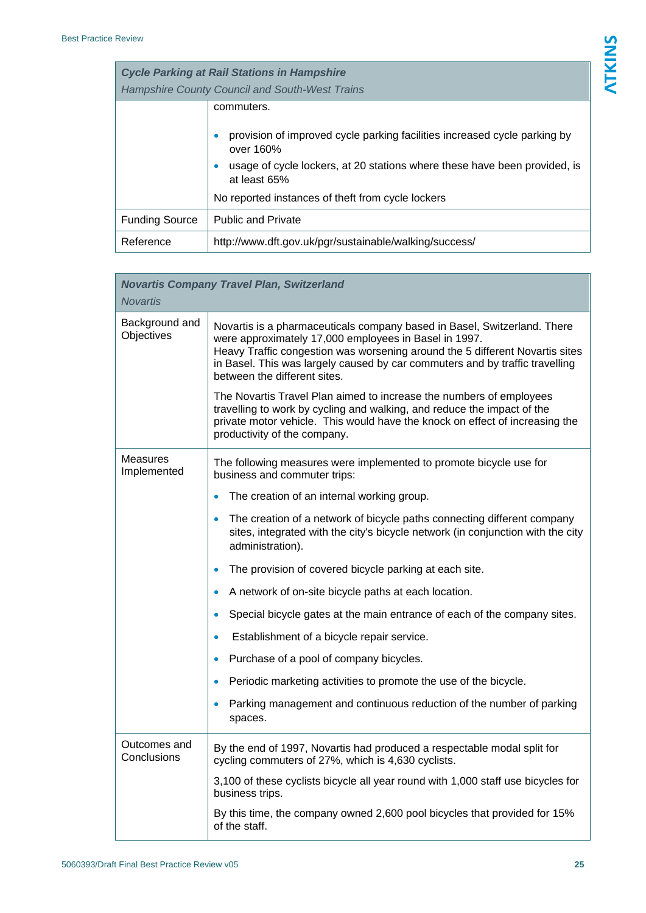| *Cycle Parking at Rail Stations in Hampshire*<br>*Hampshire County Council and South-West Trains* | |
|---|---|
| | commuters.<br><br>• provision of improved cycle parking facilities increased cycle parking by over 160%<br>• usage of cycle lockers, at 20 stations where these have been provided, is at least 65%<br><br>No reported instances of theft from cycle lockers |
| Funding Source | Public and Private |
| Reference | http://www.dft.gov.uk/pgr/sustainable/walking/success/ |

| *Novartis Company Travel Plan, Switzerland*<br>*Novartis* | |
|---|---|
| Background and Objectives | Novartis is a pharmaceuticals company based in Basel, Switzerland. There were approximately 17,000 employees in Basel in 1997.<br>Heavy Traffic congestion was worsening around the 5 different Novartis sites in Basel. This was largely caused by car commuters and by traffic travelling between the different sites.<br><br>The Novartis Travel Plan aimed to increase the numbers of employees travelling to work by cycling and walking, and reduce the impact of the private motor vehicle. This would have the knock on effect of increasing the productivity of the company. |
| Measures Implemented | The following measures were implemented to promote bicycle use for business and commuter trips:<br><br>• The creation of an internal working group.<br>• The creation of a network of bicycle paths connecting different company sites, integrated with the city's bicycle network (in conjunction with the city administration).<br>• The provision of covered bicycle parking at each site.<br>• A network of on-site bicycle paths at each location.<br>• Special bicycle gates at the main entrance of each of the company sites.<br>• Establishment of a bicycle repair service.<br>• Purchase of a pool of company bicycles.<br>• Periodic marketing activities to promote the use of the bicycle.<br>• Parking management and continuous reduction of the number of parking spaces. |
| Outcomes and Conclusions | By the end of 1997, Novartis had produced a respectable modal split for cycling commuters of 27%, which is 4,630 cyclists.<br><br>3,100 of these cyclists bicycle all year round with 1,000 staff use bicycles for business trips.<br><br>By this time, the company owned 2,600 pool bicycles that provided for 15% of the staff. |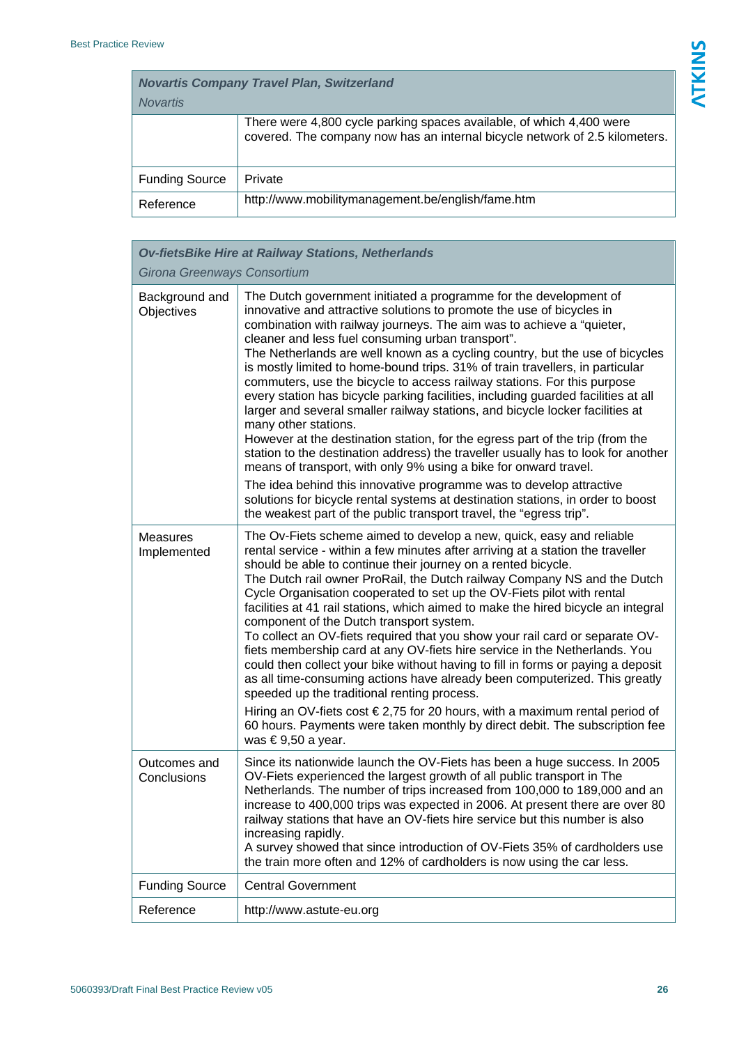| ***Novartis Company Travel Plan, Switzerland*** *Novartis* | |
|---|---|
| | There were 4,800 cycle parking spaces available, of which 4,400 were covered. The company now has an internal bicycle network of 2.5 kilometers. |
| Funding Source | Private |
| Reference | http://www.mobilitymanagement.be/english/fame.htm |

| ***Ov-fietsBike Hire at Railway Stations, Netherlands*** *Girona Greenways Consortium* | |
|---|---|
| Background and Objectives | The Dutch government initiated a programme for the development of innovative and attractive solutions to promote the use of bicycles in combination with railway journeys. The aim was to achieve a "quieter, cleaner and less fuel consuming urban transport".<br>The Netherlands are well known as a cycling country, but the use of bicycles is mostly limited to home-bound trips. 31% of train travellers, in particular commuters, use the bicycle to access railway stations. For this purpose every station has bicycle parking facilities, including guarded facilities at all larger and several smaller railway stations, and bicycle locker facilities at many other stations.<br>However at the destination station, for the egress part of the trip (from the station to the destination address) the traveller usually has to look for another means of transport, with only 9% using a bike for onward travel.<br>The idea behind this innovative programme was to develop attractive solutions for bicycle rental systems at destination stations, in order to boost the weakest part of the public transport travel, the "egress trip". |
| Measures Implemented | The Ov-Fiets scheme aimed to develop a new, quick, easy and reliable rental service - within a few minutes after arriving at a station the traveller should be able to continue their journey on a rented bicycle.<br>The Dutch rail owner ProRail, the Dutch railway Company NS and the Dutch Cycle Organisation cooperated to set up the OV-Fiets pilot with rental facilities at 41 rail stations, which aimed to make the hired bicycle an integral component of the Dutch transport system.<br>To collect an OV-fiets required that you show your rail card or separate OV-fiets membership card at any OV-fiets hire service in the Netherlands. You could then collect your bike without having to fill in forms or paying a deposit as all time-consuming actions have already been computerized. This greatly speeded up the traditional renting process.<br>Hiring an OV-fiets cost € 2,75 for 20 hours, with a maximum rental period of 60 hours. Payments were taken monthly by direct debit. The subscription fee was € 9,50 a year. |
| Outcomes and Conclusions | Since its nationwide launch the OV-Fiets has been a huge success. In 2005 OV-Fiets experienced the largest growth of all public transport in The Netherlands. The number of trips increased from 100,000 to 189,000 and an increase to 400,000 trips was expected in 2006. At present there are over 80 railway stations that have an OV-fiets hire service but this number is also increasing rapidly.<br>A survey showed that since introduction of OV-Fiets 35% of cardholders use the train more often and 12% of cardholders is now using the car less. |
| Funding Source | Central Government |
| Reference | http://www.astute-eu.org |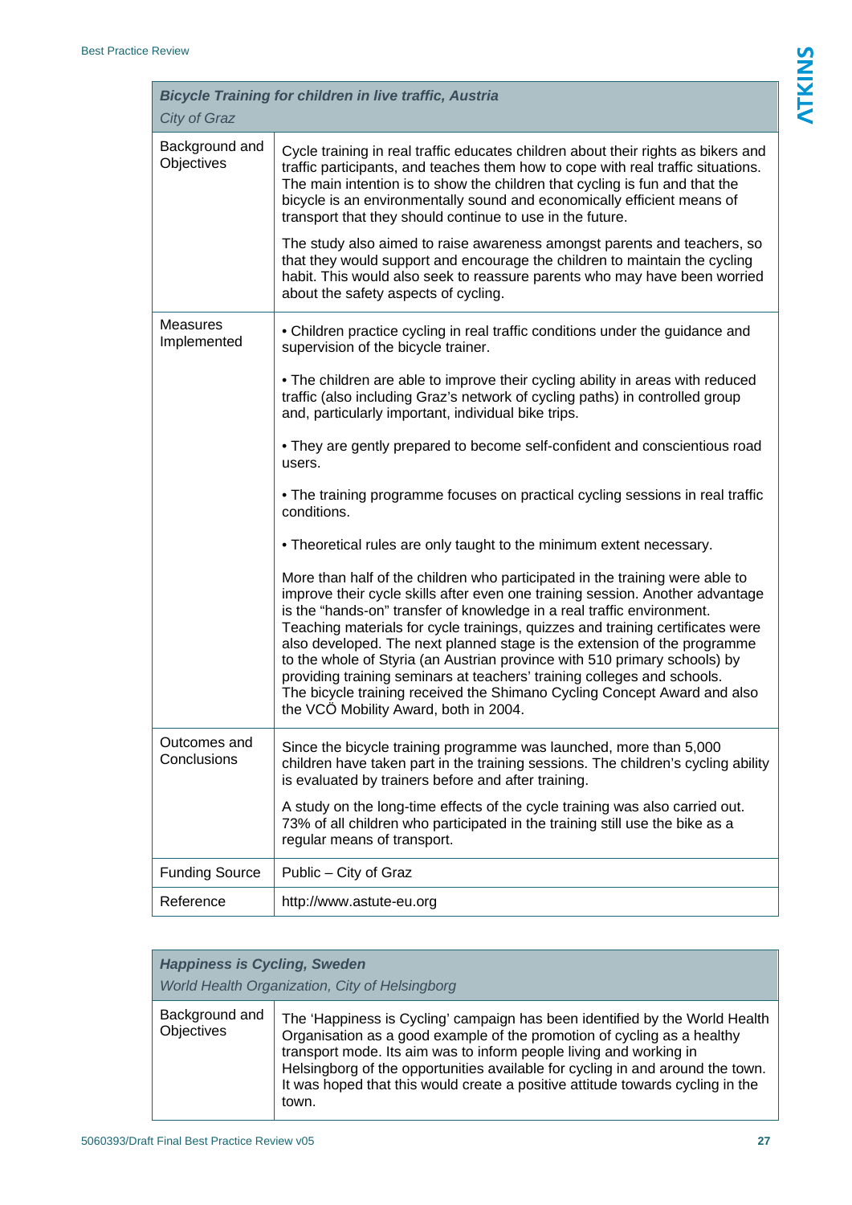| ***Bicycle Training for children in live traffic, Austria***<br>*City of Graz* | |
|---|---|
| Background and Objectives | Cycle training in real traffic educates children about their rights as bikers and traffic participants, and teaches them how to cope with real traffic situations. The main intention is to show the children that cycling is fun and that the bicycle is an environmentally sound and economically efficient means of transport that they should continue to use in the future.<br><br>The study also aimed to raise awareness amongst parents and teachers, so that they would support and encourage the children to maintain the cycling habit. This would also seek to reassure parents who may have been worried about the safety aspects of cycling. |
| Measures Implemented | • Children practice cycling in real traffic conditions under the guidance and supervision of the bicycle trainer.<br><br>• The children are able to improve their cycling ability in areas with reduced traffic (also including Graz's network of cycling paths) in controlled group and, particularly important, individual bike trips.<br><br>• They are gently prepared to become self-confident and conscientious road users.<br><br>• The training programme focuses on practical cycling sessions in real traffic conditions.<br><br>• Theoretical rules are only taught to the minimum extent necessary.<br><br>More than half of the children who participated in the training were able to improve their cycle skills after even one training session. Another advantage is the "hands-on" transfer of knowledge in a real traffic environment. Teaching materials for cycle trainings, quizzes and training certificates were also developed. The next planned stage is the extension of the programme to the whole of Styria (an Austrian province with 510 primary schools) by providing training seminars at teachers' training colleges and schools. The bicycle training received the Shimano Cycling Concept Award and also the VCÖ Mobility Award, both in 2004. |
| Outcomes and Conclusions | Since the bicycle training programme was launched, more than 5,000 children have taken part in the training sessions. The children's cycling ability is evaluated by trainers before and after training.<br><br>A study on the long-time effects of the cycle training was also carried out. 73% of all children who participated in the training still use the bike as a regular means of transport. |
| Funding Source | Public – City of Graz |
| Reference | http://www.astute-eu.org |

| ***Happiness is Cycling, Sweden***<br>*World Health Organization, City of Helsingborg* | |
|---|---|
| Background and Objectives | The 'Happiness is Cycling' campaign has been identified by the World Health Organisation as a good example of the promotion of cycling as a healthy transport mode. Its aim was to inform people living and working in Helsingborg of the opportunities available for cycling in and around the town. It was hoped that this would create a positive attitude towards cycling in the town. |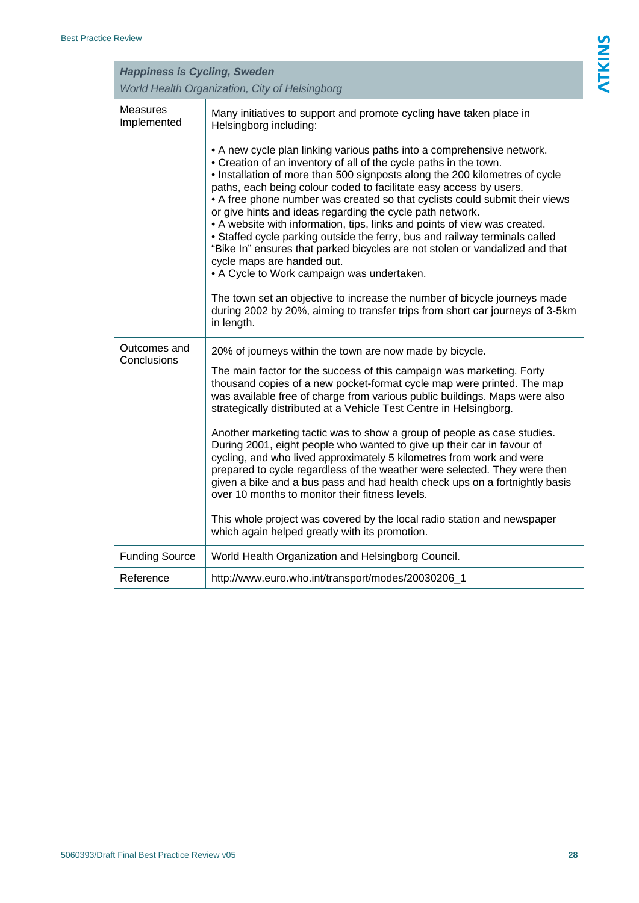| ***Happiness is Cycling, Sweden*** <br> *World Health Organization, City of Helsingborg* | |
|---|---|
| Measures Implemented | Many initiatives to support and promote cycling have taken place in Helsingborg including:<br><br>• A new cycle plan linking various paths into a comprehensive network.<br>• Creation of an inventory of all of the cycle paths in the town.<br>• Installation of more than 500 signposts along the 200 kilometres of cycle paths, each being colour coded to facilitate easy access by users.<br>• A free phone number was created so that cyclists could submit their views or give hints and ideas regarding the cycle path network.<br>• A website with information, tips, links and points of view was created.<br>• Staffed cycle parking outside the ferry, bus and railway terminals called "Bike In" ensures that parked bicycles are not stolen or vandalized and that cycle maps are handed out.<br>• A Cycle to Work campaign was undertaken.<br><br>The town set an objective to increase the number of bicycle journeys made during 2002 by 20%, aiming to transfer trips from short car journeys of 3-5km in length. |
| Outcomes and Conclusions | 20% of journeys within the town are now made by bicycle.<br><br>The main factor for the success of this campaign was marketing. Forty thousand copies of a new pocket-format cycle map were printed. The map was available free of charge from various public buildings. Maps were also strategically distributed at a Vehicle Test Centre in Helsingborg.<br><br>Another marketing tactic was to show a group of people as case studies. During 2001, eight people who wanted to give up their car in favour of cycling, and who lived approximately 5 kilometres from work and were prepared to cycle regardless of the weather were selected. They were then given a bike and a bus pass and had health check ups on a fortnightly basis over 10 months to monitor their fitness levels.<br><br>This whole project was covered by the local radio station and newspaper which again helped greatly with its promotion. |
| Funding Source | World Health Organization and Helsingborg Council. |
| Reference | http://www.euro.who.int/transport/modes/20030206_1 |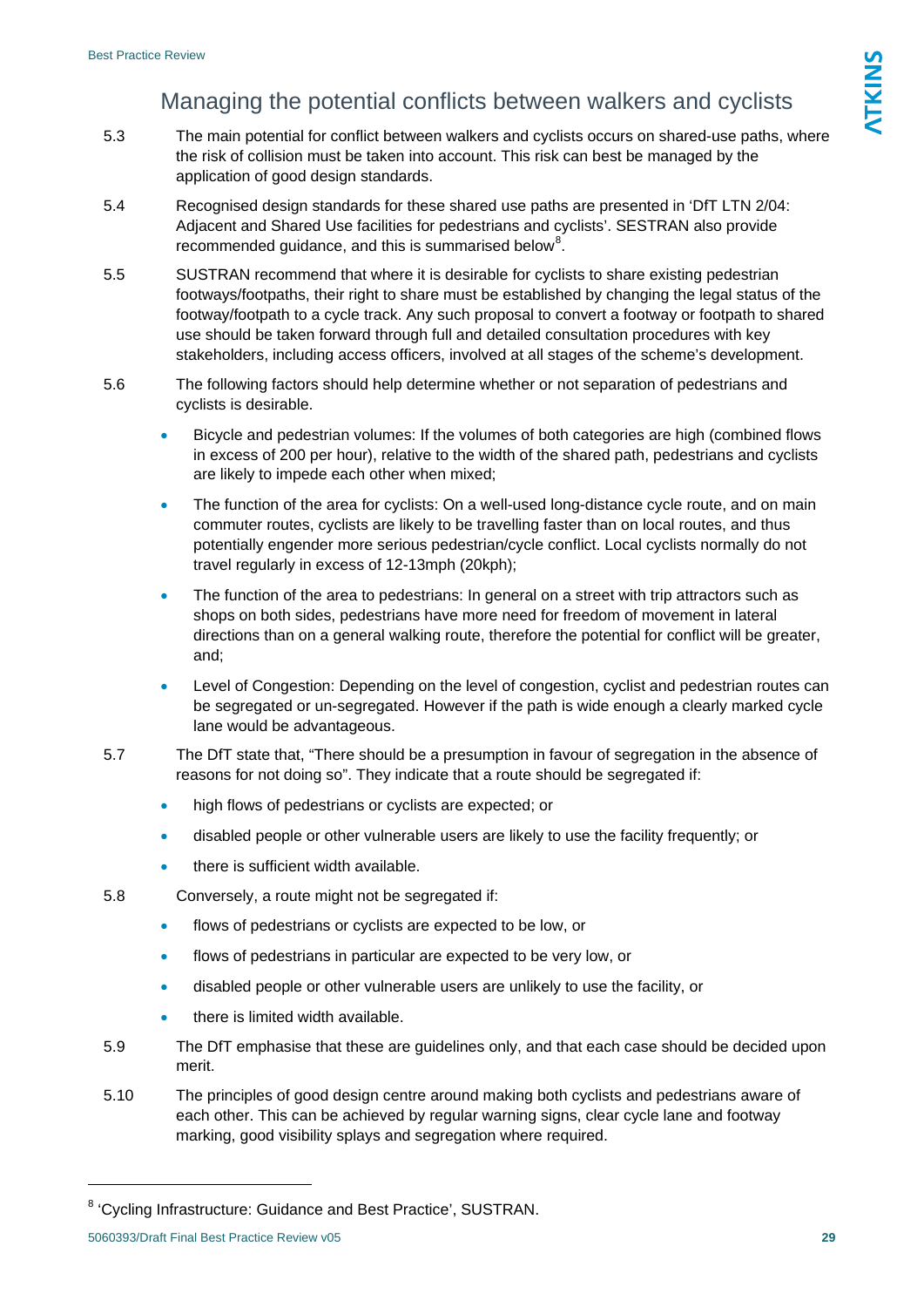## Managing the potential conflicts between walkers and cyclists

5.3 The main potential for conflict between walkers and cyclists occurs on shared-use paths, where the risk of collision must be taken into account. This risk can best be managed by the application of good design standards.

5.4 Recognised design standards for these shared use paths are presented in 'DfT LTN 2/04: Adjacent and Shared Use facilities for pedestrians and cyclists'. SESTRAN also provide recommended guidance, and this is summarised below[8].

5.5 SUSTRAN recommend that where it is desirable for cyclists to share existing pedestrian footways/footpaths, their right to share must be established by changing the legal status of the footway/footpath to a cycle track. Any such proposal to convert a footway or footpath to shared use should be taken forward through full and detailed consultation procedures with key stakeholders, including access officers, involved at all stages of the scheme's development.

5.6 The following factors should help determine whether or not separation of pedestrians and cyclists is desirable.

- Bicycle and pedestrian volumes: If the volumes of both categories are high (combined flows in excess of 200 per hour), relative to the width of the shared path, pedestrians and cyclists are likely to impede each other when mixed;
- The function of the area for cyclists: On a well-used long-distance cycle route, and on main commuter routes, cyclists are likely to be travelling faster than on local routes, and thus potentially engender more serious pedestrian/cycle conflict. Local cyclists normally do not travel regularly in excess of 12-13mph (20kph);
- The function of the area to pedestrians: In general on a street with trip attractors such as shops on both sides, pedestrians have more need for freedom of movement in lateral directions than on a general walking route, therefore the potential for conflict will be greater, and;
- Level of Congestion: Depending on the level of congestion, cyclist and pedestrian routes can be segregated or un-segregated. However if the path is wide enough a clearly marked cycle lane would be advantageous.

5.7 The DfT state that, "There should be a presumption in favour of segregation in the absence of reasons for not doing so". They indicate that a route should be segregated if:

- high flows of pedestrians or cyclists are expected; or
- disabled people or other vulnerable users are likely to use the facility frequently; or
- there is sufficient width available.

5.8 Conversely, a route might not be segregated if:

- flows of pedestrians or cyclists are expected to be low, or
- flows of pedestrians in particular are expected to be very low, or
- disabled people or other vulnerable users are unlikely to use the facility, or
- there is limited width available.

5.9 The DfT emphasise that these are guidelines only, and that each case should be decided upon merit.

5.10 The principles of good design centre around making both cyclists and pedestrians aware of each other. This can be achieved by regular warning signs, clear cycle lane and footway marking, good visibility splays and segregation where required.

---

[8] 'Cycling Infrastructure: Guidance and Best Practice', SUSTRAN.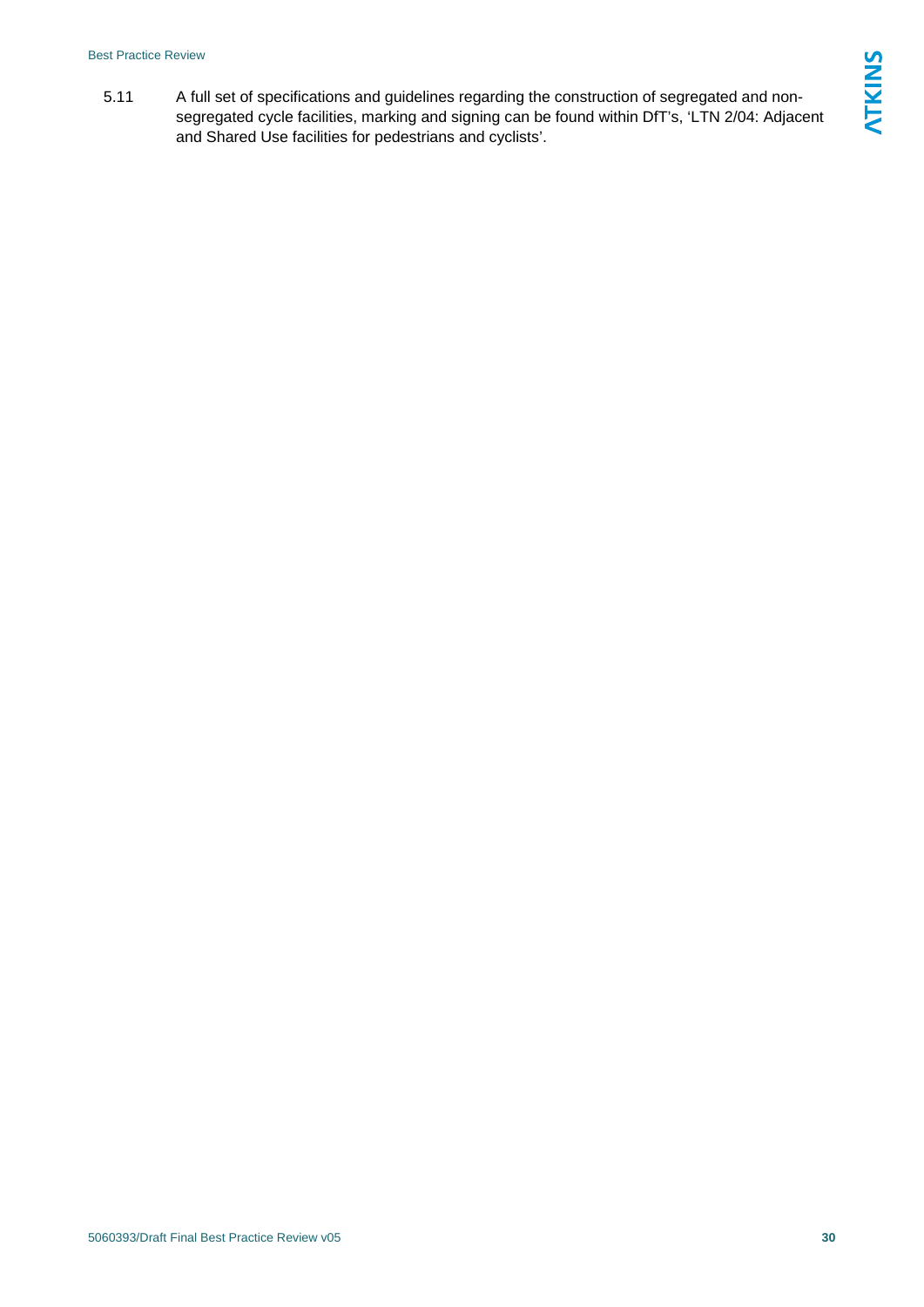5.11 A full set of specifications and guidelines regarding the construction of segregated and non-segregated cycle facilities, marking and signing can be found within DfT's, 'LTN 2/04: Adjacent and Shared Use facilities for pedestrians and cyclists'.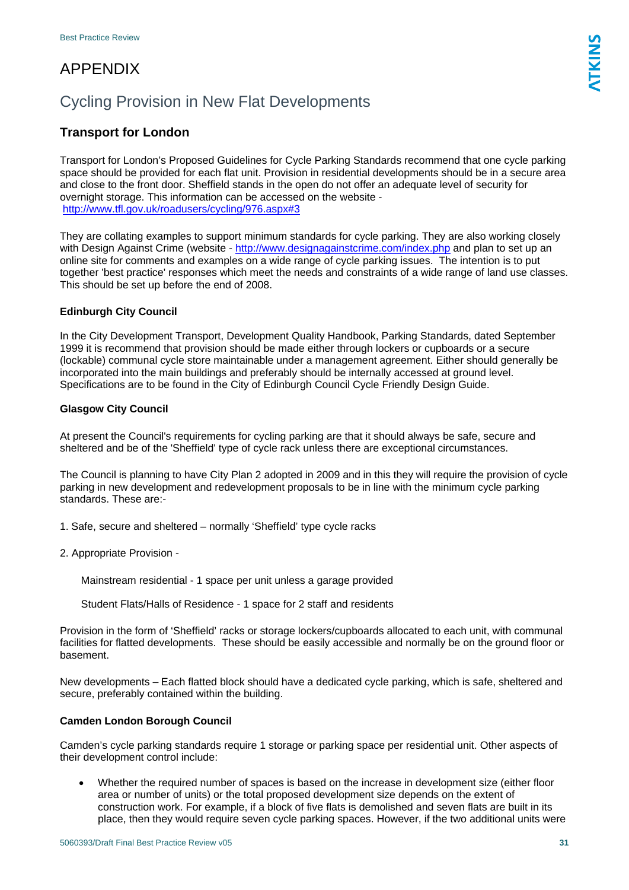# APPENDIX

## Cycling Provision in New Flat Developments

### Transport for London

Transport for London's Proposed Guidelines for Cycle Parking Standards recommend that one cycle parking space should be provided for each flat unit. Provision in residential developments should be in a secure area and close to the front door. Sheffield stands in the open do not offer an adequate level of security for overnight storage. This information can be accessed on the website - [http://www.tfl.gov.uk/roadusers/cycling/976.aspx#3](http://www.tfl.gov.uk/roadusers/cycling/976.aspx#3)

They are collating examples to support minimum standards for cycle parking. They are also working closely with Design Against Crime (website - [http://www.designagainstcrime.com/index.php](http://www.designagainstcrime.com/index.php) and plan to set up an online site for comments and examples on a wide range of cycle parking issues. The intention is to put together 'best practice' responses which meet the needs and constraints of a wide range of land use classes. This should be set up before the end of 2008.

**Edinburgh City Council**

In the City Development Transport, Development Quality Handbook, Parking Standards, dated September 1999 it is recommend that provision should be made either through lockers or cupboards or a secure (lockable) communal cycle store maintainable under a management agreement. Either should generally be incorporated into the main buildings and preferably should be internally accessed at ground level. Specifications are to be found in the City of Edinburgh Council Cycle Friendly Design Guide.

**Glasgow City Council**

At present the Council's requirements for cycling parking are that it should always be safe, secure and sheltered and be of the 'Sheffield' type of cycle rack unless there are exceptional circumstances.

The Council is planning to have City Plan 2 adopted in 2009 and in this they will require the provision of cycle parking in new development and redevelopment proposals to be in line with the minimum cycle parking standards. These are:-

1. Safe, secure and sheltered – normally 'Sheffield' type cycle racks

2. Appropriate Provision -

   Mainstream residential - 1 space per unit unless a garage provided

   Student Flats/Halls of Residence - 1 space for 2 staff and residents

Provision in the form of 'Sheffield' racks or storage lockers/cupboards allocated to each unit, with communal facilities for flatted developments. These should be easily accessible and normally be on the ground floor or basement.

New developments – Each flatted block should have a dedicated cycle parking, which is safe, sheltered and secure, preferably contained within the building.

**Camden London Borough Council**

Camden's cycle parking standards require 1 storage or parking space per residential unit. Other aspects of their development control include:

- Whether the required number of spaces is based on the increase in development size (either floor area or number of units) or the total proposed development size depends on the extent of construction work. For example, if a block of five flats is demolished and seven flats are built in its place, then they would require seven cycle parking spaces. However, if the two additional units were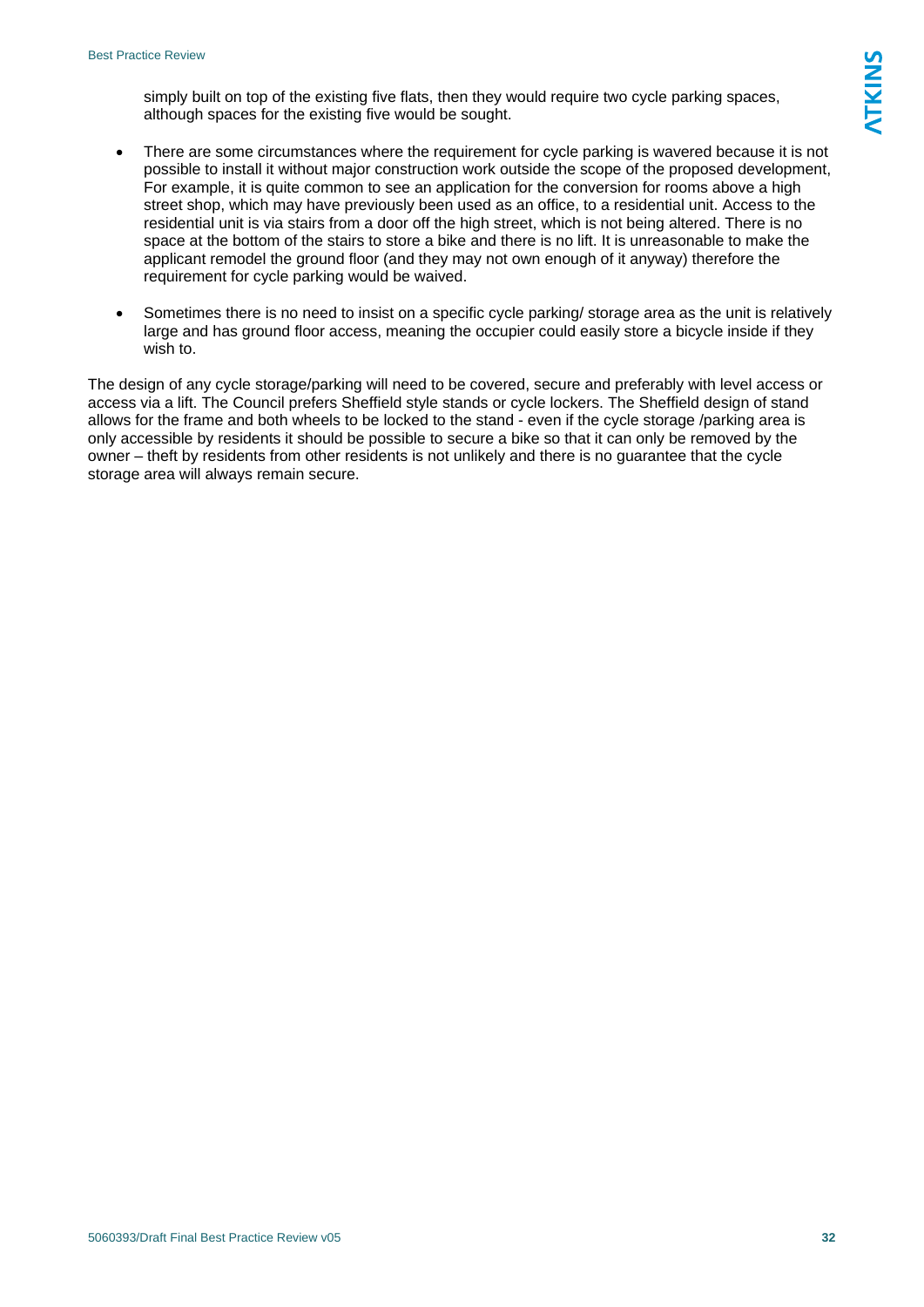simply built on top of the existing five flats, then they would require two cycle parking spaces, although spaces for the existing five would be sought.

- There are some circumstances where the requirement for cycle parking is wavered because it is not possible to install it without major construction work outside the scope of the proposed development, For example, it is quite common to see an application for the conversion for rooms above a high street shop, which may have previously been used as an office, to a residential unit. Access to the residential unit is via stairs from a door off the high street, which is not being altered. There is no space at the bottom of the stairs to store a bike and there is no lift. It is unreasonable to make the applicant remodel the ground floor (and they may not own enough of it anyway) therefore the requirement for cycle parking would be waived.

- Sometimes there is no need to insist on a specific cycle parking/ storage area as the unit is relatively large and has ground floor access, meaning the occupier could easily store a bicycle inside if they wish to.

The design of any cycle storage/parking will need to be covered, secure and preferably with level access or access via a lift. The Council prefers Sheffield style stands or cycle lockers. The Sheffield design of stand allows for the frame and both wheels to be locked to the stand - even if the cycle storage /parking area is only accessible by residents it should be possible to secure a bike so that it can only be removed by the owner – theft by residents from other residents is not unlikely and there is no guarantee that the cycle storage area will always remain secure.